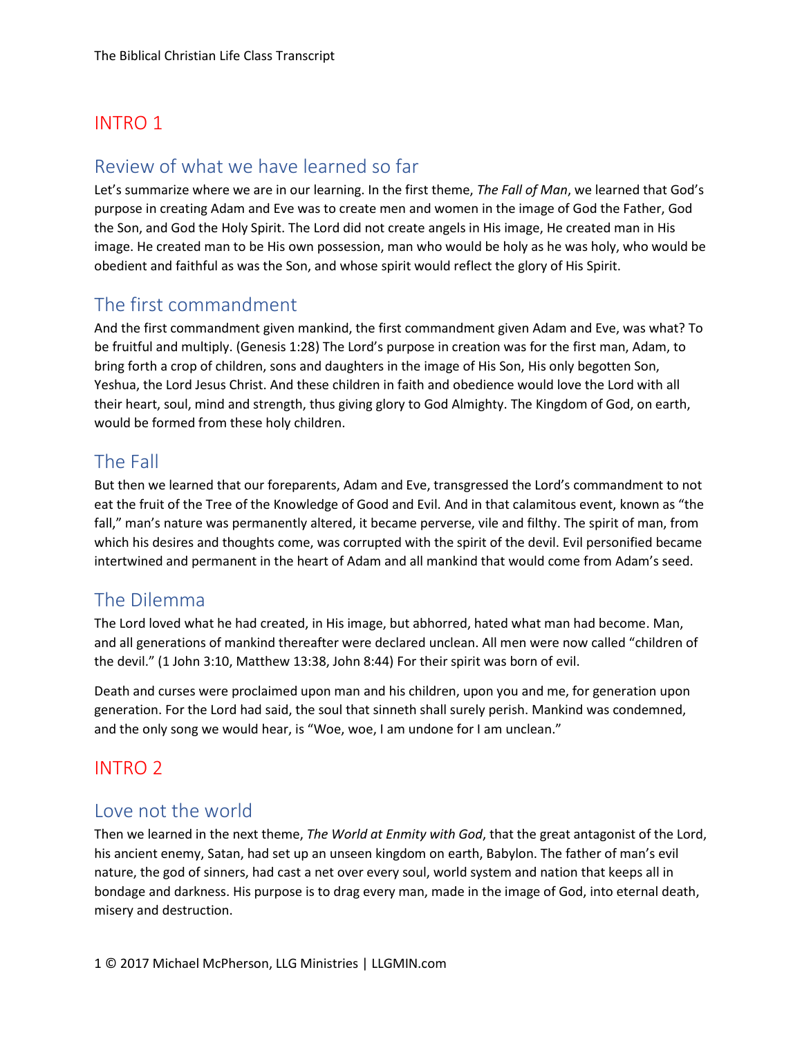# INTRO 1

## Review of what we have learned so far

Let's summarize where we are in our learning. In the first theme, *The Fall of Man*, we learned that God's purpose in creating Adam and Eve was to create men and women in the image of God the Father, God the Son, and God the Holy Spirit. The Lord did not create angels in His image, He created man in His image. He created man to be His own possession, man who would be holy as he was holy, who would be obedient and faithful as was the Son, and whose spirit would reflect the glory of His Spirit.

## The first commandment

And the first commandment given mankind, the first commandment given Adam and Eve, was what? To be fruitful and multiply. (Genesis 1:28) The Lord's purpose in creation was for the first man, Adam, to bring forth a crop of children, sons and daughters in the image of His Son, His only begotten Son, Yeshua, the Lord Jesus Christ. And these children in faith and obedience would love the Lord with all their heart, soul, mind and strength, thus giving glory to God Almighty. The Kingdom of God, on earth, would be formed from these holy children.

## The Fall

But then we learned that our foreparents, Adam and Eve, transgressed the Lord's commandment to not eat the fruit of the Tree of the Knowledge of Good and Evil. And in that calamitous event, known as "the fall," man's nature was permanently altered, it became perverse, vile and filthy. The spirit of man, from which his desires and thoughts come, was corrupted with the spirit of the devil. Evil personified became intertwined and permanent in the heart of Adam and all mankind that would come from Adam's seed.

## The Dilemma

The Lord loved what he had created, in His image, but abhorred, hated what man had become. Man, and all generations of mankind thereafter were declared unclean. All men were now called "children of the devil." (1 John 3:10, Matthew 13:38, John 8:44) For their spirit was born of evil.

Death and curses were proclaimed upon man and his children, upon you and me, for generation upon generation. For the Lord had said, the soul that sinneth shall surely perish. Mankind was condemned, and the only song we would hear, is "Woe, woe, I am undone for I am unclean."

# INTRO 2

## Love not the world

Then we learned in the next theme, *The World at Enmity with God*, that the great antagonist of the Lord, his ancient enemy, Satan, had set up an unseen kingdom on earth, Babylon. The father of man's evil nature, the god of sinners, had cast a net over every soul, world system and nation that keeps all in bondage and darkness. His purpose is to drag every man, made in the image of God, into eternal death, misery and destruction.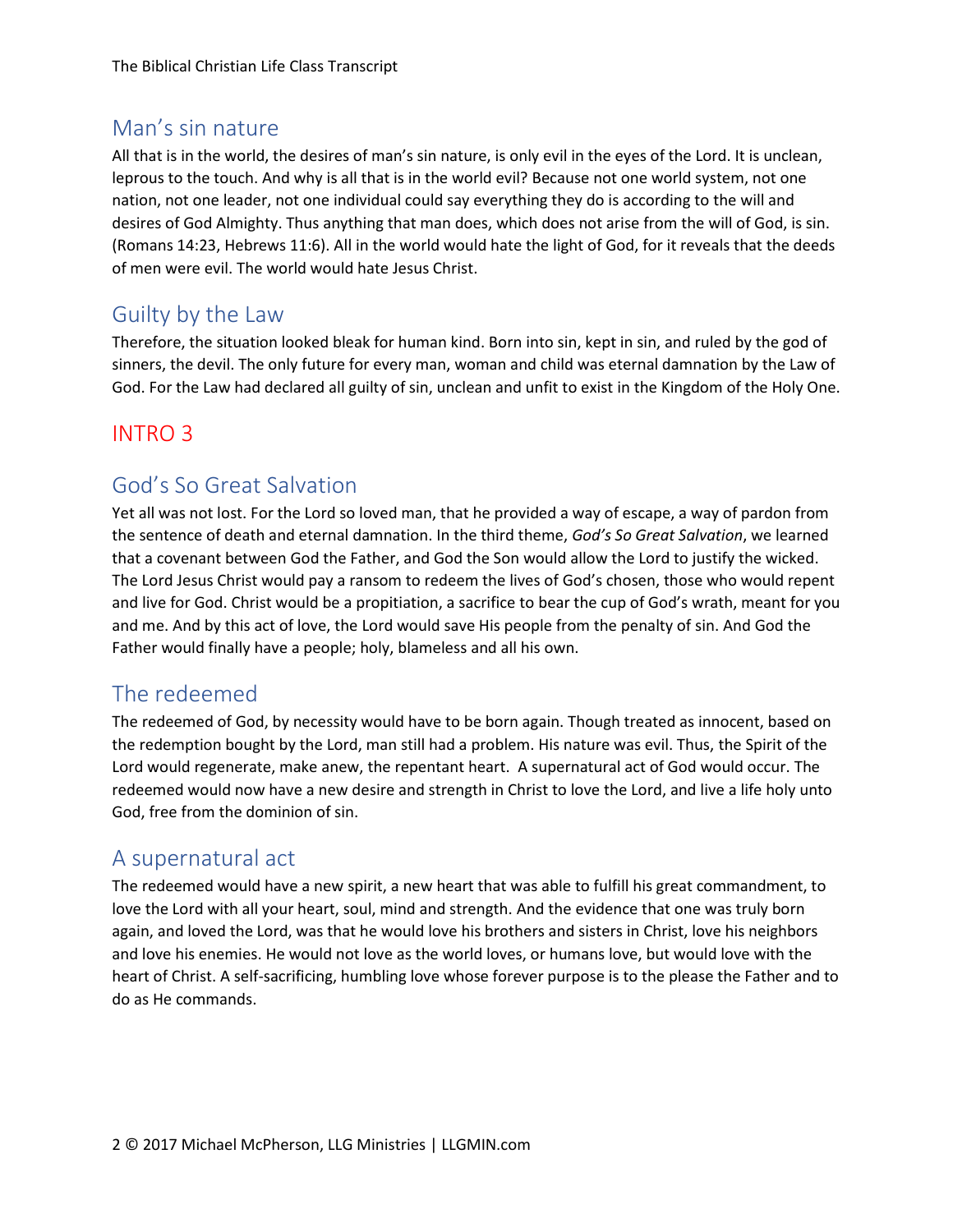## Man's sin nature

All that is in the world, the desires of man's sin nature, is only evil in the eyes of the Lord. It is unclean, leprous to the touch. And why is all that is in the world evil? Because not one world system, not one nation, not one leader, not one individual could say everything they do is according to the will and desires of God Almighty. Thus anything that man does, which does not arise from the will of God, is sin. (Romans 14:23, Hebrews 11:6). All in the world would hate the light of God, for it reveals that the deeds of men were evil. The world would hate Jesus Christ.

## Guilty by the Law

Therefore, the situation looked bleak for human kind. Born into sin, kept in sin, and ruled by the god of sinners, the devil. The only future for every man, woman and child was eternal damnation by the Law of God. For the Law had declared all guilty of sin, unclean and unfit to exist in the Kingdom of the Holy One.

# INTRO 3

## God's So Great Salvation

Yet all was not lost. For the Lord so loved man, that he provided a way of escape, a way of pardon from the sentence of death and eternal damnation. In the third theme, *God's So Great Salvation*, we learned that a covenant between God the Father, and God the Son would allow the Lord to justify the wicked. The Lord Jesus Christ would pay a ransom to redeem the lives of God's chosen, those who would repent and live for God. Christ would be a propitiation, a sacrifice to bear the cup of God's wrath, meant for you and me. And by this act of love, the Lord would save His people from the penalty of sin. And God the Father would finally have a people; holy, blameless and all his own.

## The redeemed

The redeemed of God, by necessity would have to be born again. Though treated as innocent, based on the redemption bought by the Lord, man still had a problem. His nature was evil. Thus, the Spirit of the Lord would regenerate, make anew, the repentant heart. A supernatural act of God would occur. The redeemed would now have a new desire and strength in Christ to love the Lord, and live a life holy unto God, free from the dominion of sin.

## A supernatural act

The redeemed would have a new spirit, a new heart that was able to fulfill his great commandment, to love the Lord with all your heart, soul, mind and strength. And the evidence that one was truly born again, and loved the Lord, was that he would love his brothers and sisters in Christ, love his neighbors and love his enemies. He would not love as the world loves, or humans love, but would love with the heart of Christ. A self-sacrificing, humbling love whose forever purpose is to the please the Father and to do as He commands.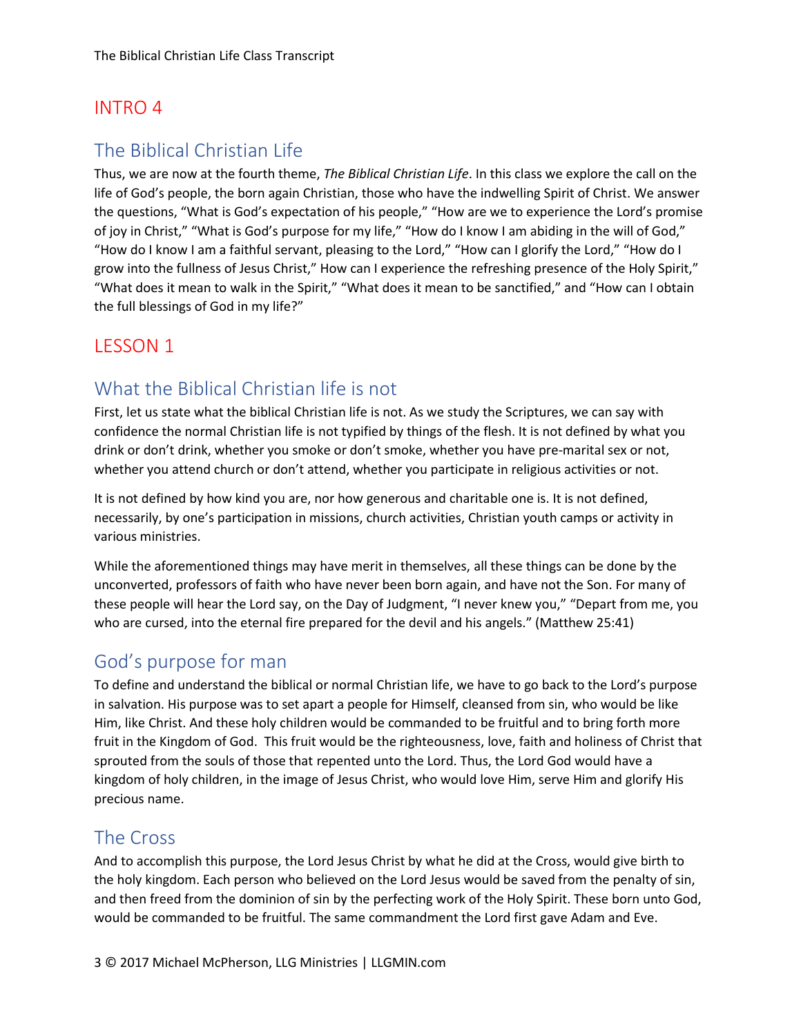# INTRO 4

## The Biblical Christian Life

Thus, we are now at the fourth theme, *The Biblical Christian Life*. In this class we explore the call on the life of God's people, the born again Christian, those who have the indwelling Spirit of Christ. We answer the questions, "What is God's expectation of his people," "How are we to experience the Lord's promise of joy in Christ," "What is God's purpose for my life," "How do I know I am abiding in the will of God," "How do I know I am a faithful servant, pleasing to the Lord," "How can I glorify the Lord," "How do I grow into the fullness of Jesus Christ," How can I experience the refreshing presence of the Holy Spirit," "What does it mean to walk in the Spirit," "What does it mean to be sanctified," and "How can I obtain the full blessings of God in my life?"

# LESSON 1

## What the Biblical Christian life is not

First, let us state what the biblical Christian life is not. As we study the Scriptures, we can say with confidence the normal Christian life is not typified by things of the flesh. It is not defined by what you drink or don't drink, whether you smoke or don't smoke, whether you have pre-marital sex or not, whether you attend church or don't attend, whether you participate in religious activities or not.

It is not defined by how kind you are, nor how generous and charitable one is. It is not defined, necessarily, by one's participation in missions, church activities, Christian youth camps or activity in various ministries.

While the aforementioned things may have merit in themselves, all these things can be done by the unconverted, professors of faith who have never been born again, and have not the Son. For many of these people will hear the Lord say, on the Day of Judgment, "I never knew you," "Depart from me, you who are cursed, into the eternal fire prepared for the devil and his angels." (Matthew 25:41)

## God's purpose for man

To define and understand the biblical or normal Christian life, we have to go back to the Lord's purpose in salvation. His purpose was to set apart a people for Himself, cleansed from sin, who would be like Him, like Christ. And these holy children would be commanded to be fruitful and to bring forth more fruit in the Kingdom of God. This fruit would be the righteousness, love, faith and holiness of Christ that sprouted from the souls of those that repented unto the Lord. Thus, the Lord God would have a kingdom of holy children, in the image of Jesus Christ, who would love Him, serve Him and glorify His precious name.

## The Cross

And to accomplish this purpose, the Lord Jesus Christ by what he did at the Cross, would give birth to the holy kingdom. Each person who believed on the Lord Jesus would be saved from the penalty of sin, and then freed from the dominion of sin by the perfecting work of the Holy Spirit. These born unto God, would be commanded to be fruitful. The same commandment the Lord first gave Adam and Eve.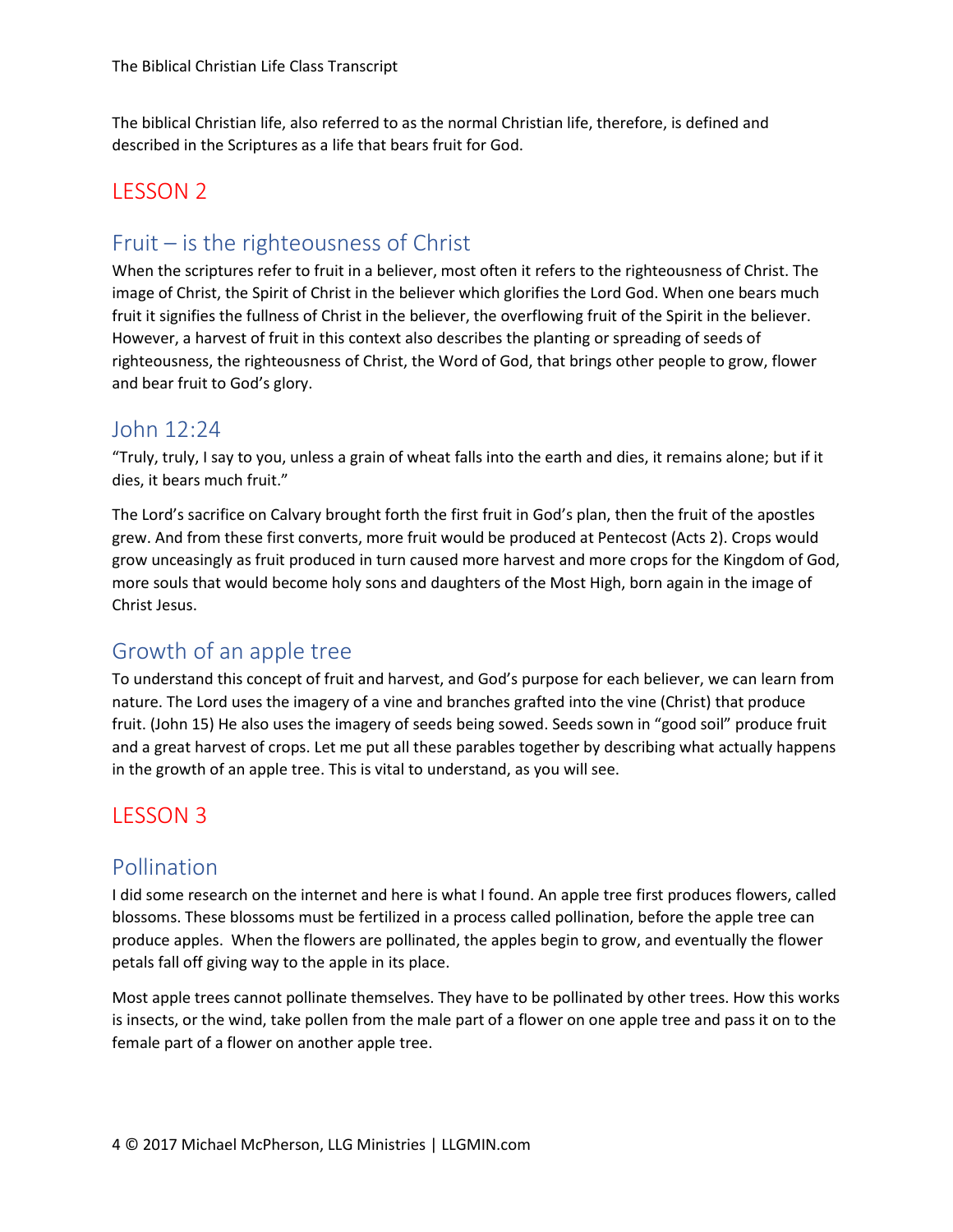The biblical Christian life, also referred to as the normal Christian life, therefore, is defined and described in the Scriptures as a life that bears fruit for God.

# LESSON 2

## Fruit – is the righteousness of Christ

When the scriptures refer to fruit in a believer, most often it refers to the righteousness of Christ. The image of Christ, the Spirit of Christ in the believer which glorifies the Lord God. When one bears much fruit it signifies the fullness of Christ in the believer, the overflowing fruit of the Spirit in the believer. However, a harvest of fruit in this context also describes the planting or spreading of seeds of righteousness, the righteousness of Christ, the Word of God, that brings other people to grow, flower and bear fruit to God's glory.

## John 12:24

"Truly, truly, I say to you, unless a grain of wheat falls into the earth and dies, it remains alone; but if it dies, it bears much fruit."

The Lord's sacrifice on Calvary brought forth the first fruit in God's plan, then the fruit of the apostles grew. And from these first converts, more fruit would be produced at Pentecost (Acts 2). Crops would grow unceasingly as fruit produced in turn caused more harvest and more crops for the Kingdom of God, more souls that would become holy sons and daughters of the Most High, born again in the image of Christ Jesus.

## Growth of an apple tree

To understand this concept of fruit and harvest, and God's purpose for each believer, we can learn from nature. The Lord uses the imagery of a vine and branches grafted into the vine (Christ) that produce fruit. (John 15) He also uses the imagery of seeds being sowed. Seeds sown in "good soil" produce fruit and a great harvest of crops. Let me put all these parables together by describing what actually happens in the growth of an apple tree. This is vital to understand, as you will see.

# LESSON 3

## Pollination

I did some research on the internet and here is what I found. An apple tree first produces flowers, called blossoms. These blossoms must be fertilized in a process called pollination, before the apple tree can produce apples. When the flowers are pollinated, the apples begin to grow, and eventually the flower petals fall off giving way to the apple in its place.

Most apple trees cannot pollinate themselves. They have to be pollinated by other trees. How this works is insects, or the wind, take pollen from the male part of a flower on one apple tree and pass it on to the female part of a flower on another apple tree.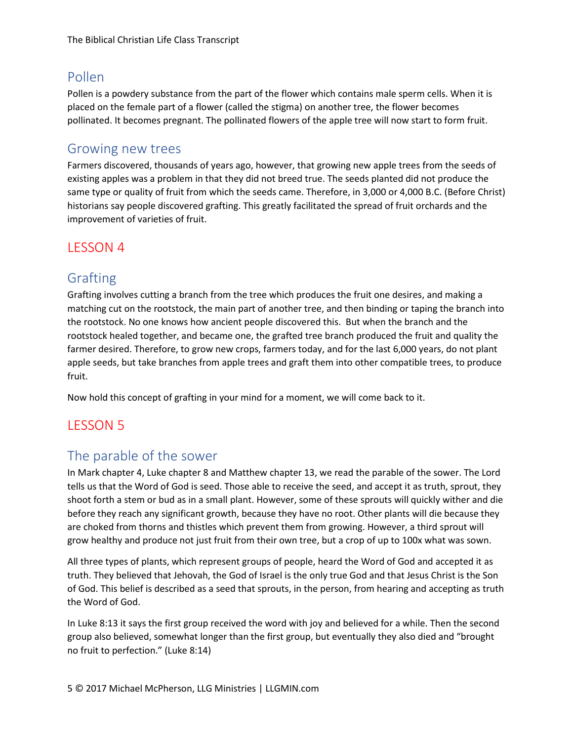## Pollen

Pollen is a powdery substance from the part of the flower which contains male sperm cells. When it is placed on the female part of a flower (called the stigma) on another tree, the flower becomes pollinated. It becomes pregnant. The pollinated flowers of the apple tree will now start to form fruit.

## Growing new trees

Farmers discovered, thousands of years ago, however, that growing new apple trees from the seeds of existing apples was a problem in that they did not breed true. The seeds planted did not produce the same type or quality of fruit from which the seeds came. Therefore, in 3,000 or 4,000 B.C. (Before Christ) historians say people discovered grafting. This greatly facilitated the spread of fruit orchards and the improvement of varieties of fruit.

# LESSON 4

## Grafting

Grafting involves cutting a branch from the tree which produces the fruit one desires, and making a matching cut on the rootstock, the main part of another tree, and then binding or taping the branch into the rootstock. No one knows how ancient people discovered this. But when the branch and the rootstock healed together, and became one, the grafted tree branch produced the fruit and quality the farmer desired. Therefore, to grow new crops, farmers today, and for the last 6,000 years, do not plant apple seeds, but take branches from apple trees and graft them into other compatible trees, to produce fruit.

Now hold this concept of grafting in your mind for a moment, we will come back to it.

# LESSON 5

## The parable of the sower

In Mark chapter 4, Luke chapter 8 and Matthew chapter 13, we read the parable of the sower. The Lord tells us that the Word of God is seed. Those able to receive the seed, and accept it as truth, sprout, they shoot forth a stem or bud as in a small plant. However, some of these sprouts will quickly wither and die before they reach any significant growth, because they have no root. Other plants will die because they are choked from thorns and thistles which prevent them from growing. However, a third sprout will grow healthy and produce not just fruit from their own tree, but a crop of up to 100x what was sown.

All three types of plants, which represent groups of people, heard the Word of God and accepted it as truth. They believed that Jehovah, the God of Israel is the only true God and that Jesus Christ is the Son of God. This belief is described as a seed that sprouts, in the person, from hearing and accepting as truth the Word of God.

In Luke 8:13 it says the first group received the word with joy and believed for a while. Then the second group also believed, somewhat longer than the first group, but eventually they also died and "brought no fruit to perfection." (Luke 8:14)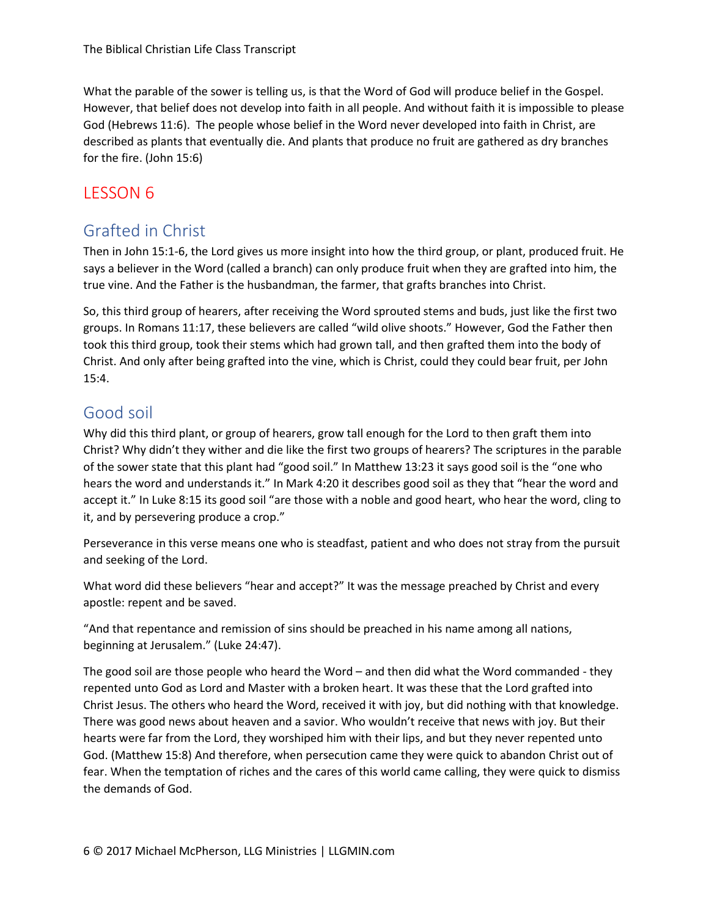What the parable of the sower is telling us, is that the Word of God will produce belief in the Gospel. However, that belief does not develop into faith in all people. And without faith it is impossible to please God (Hebrews 11:6). The people whose belief in the Word never developed into faith in Christ, are described as plants that eventually die. And plants that produce no fruit are gathered as dry branches for the fire. (John 15:6)

# LESSON 6

## Grafted in Christ

Then in John 15:1-6, the Lord gives us more insight into how the third group, or plant, produced fruit. He says a believer in the Word (called a branch) can only produce fruit when they are grafted into him, the true vine. And the Father is the husbandman, the farmer, that grafts branches into Christ.

So, this third group of hearers, after receiving the Word sprouted stems and buds, just like the first two groups. In Romans 11:17, these believers are called "wild olive shoots." However, God the Father then took this third group, took their stems which had grown tall, and then grafted them into the body of Christ. And only after being grafted into the vine, which is Christ, could they could bear fruit, per John 15:4.

## Good soil

Why did this third plant, or group of hearers, grow tall enough for the Lord to then graft them into Christ? Why didn't they wither and die like the first two groups of hearers? The scriptures in the parable of the sower state that this plant had "good soil." In Matthew 13:23 it says good soil is the "one who hears the word and understands it." In Mark 4:20 it describes good soil as they that "hear the word and accept it." In Luke 8:15 its good soil "are those with a noble and good heart, who hear the word, cling to it, and by persevering produce a crop."

Perseverance in this verse means one who is steadfast, patient and who does not stray from the pursuit and seeking of the Lord.

What word did these believers "hear and accept?" It was the message preached by Christ and every apostle: repent and be saved.

"And that repentance and remission of sins should be preached in his name among all nations, beginning at Jerusalem." (Luke 24:47).

The good soil are those people who heard the Word – and then did what the Word commanded - they repented unto God as Lord and Master with a broken heart. It was these that the Lord grafted into Christ Jesus. The others who heard the Word, received it with joy, but did nothing with that knowledge. There was good news about heaven and a savior. Who wouldn't receive that news with joy. But their hearts were far from the Lord, they worshiped him with their lips, and but they never repented unto God. (Matthew 15:8) And therefore, when persecution came they were quick to abandon Christ out of fear. When the temptation of riches and the cares of this world came calling, they were quick to dismiss the demands of God.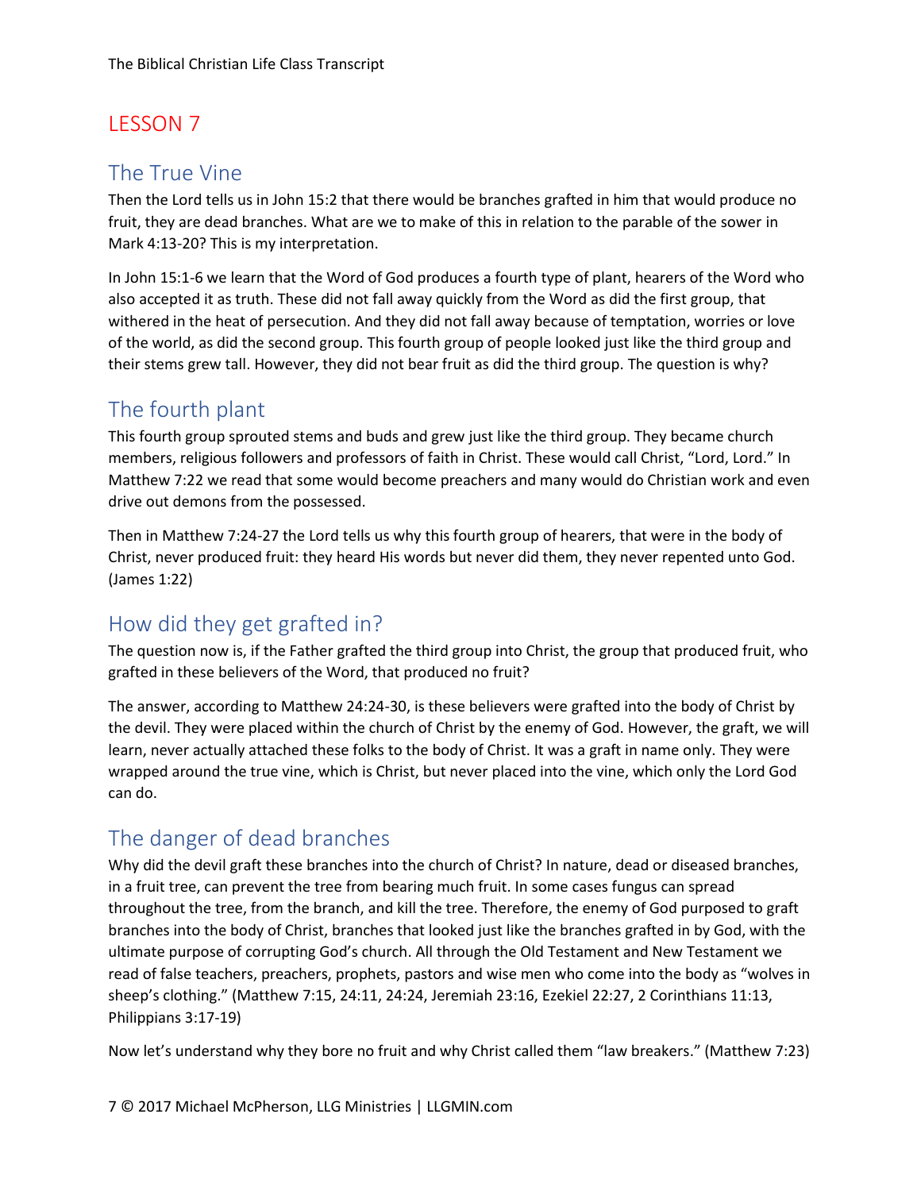# LESSON 7

## The True Vine

Then the Lord tells us in John 15:2 that there would be branches grafted in him that would produce no fruit, they are dead branches. What are we to make of this in relation to the parable of the sower in Mark 4:13-20? This is my interpretation.

In John 15:1-6 we learn that the Word of God produces a fourth type of plant, hearers of the Word who also accepted it as truth. These did not fall away quickly from the Word as did the first group, that withered in the heat of persecution. And they did not fall away because of temptation, worries or love of the world, as did the second group. This fourth group of people looked just like the third group and their stems grew tall. However, they did not bear fruit as did the third group. The question is why?

## The fourth plant

This fourth group sprouted stems and buds and grew just like the third group. They became church members, religious followers and professors of faith in Christ. These would call Christ, "Lord, Lord." In Matthew 7:22 we read that some would become preachers and many would do Christian work and even drive out demons from the possessed.

Then in Matthew 7:24-27 the Lord tells us why this fourth group of hearers, that were in the body of Christ, never produced fruit: they heard His words but never did them, they never repented unto God. (James 1:22)

## How did they get grafted in?

The question now is, if the Father grafted the third group into Christ, the group that produced fruit, who grafted in these believers of the Word, that produced no fruit?

The answer, according to Matthew 24:24-30, is these believers were grafted into the body of Christ by the devil. They were placed within the church of Christ by the enemy of God. However, the graft, we will learn, never actually attached these folks to the body of Christ. It was a graft in name only. They were wrapped around the true vine, which is Christ, but never placed into the vine, which only the Lord God can do.

## The danger of dead branches

Why did the devil graft these branches into the church of Christ? In nature, dead or diseased branches, in a fruit tree, can prevent the tree from bearing much fruit. In some cases fungus can spread throughout the tree, from the branch, and kill the tree. Therefore, the enemy of God purposed to graft branches into the body of Christ, branches that looked just like the branches grafted in by God, with the ultimate purpose of corrupting God's church. All through the Old Testament and New Testament we read of false teachers, preachers, prophets, pastors and wise men who come into the body as "wolves in sheep's clothing." (Matthew 7:15, 24:11, 24:24, Jeremiah 23:16, Ezekiel 22:27, 2 Corinthians 11:13, Philippians 3:17-19)

Now let's understand why they bore no fruit and why Christ called them "law breakers." (Matthew 7:23)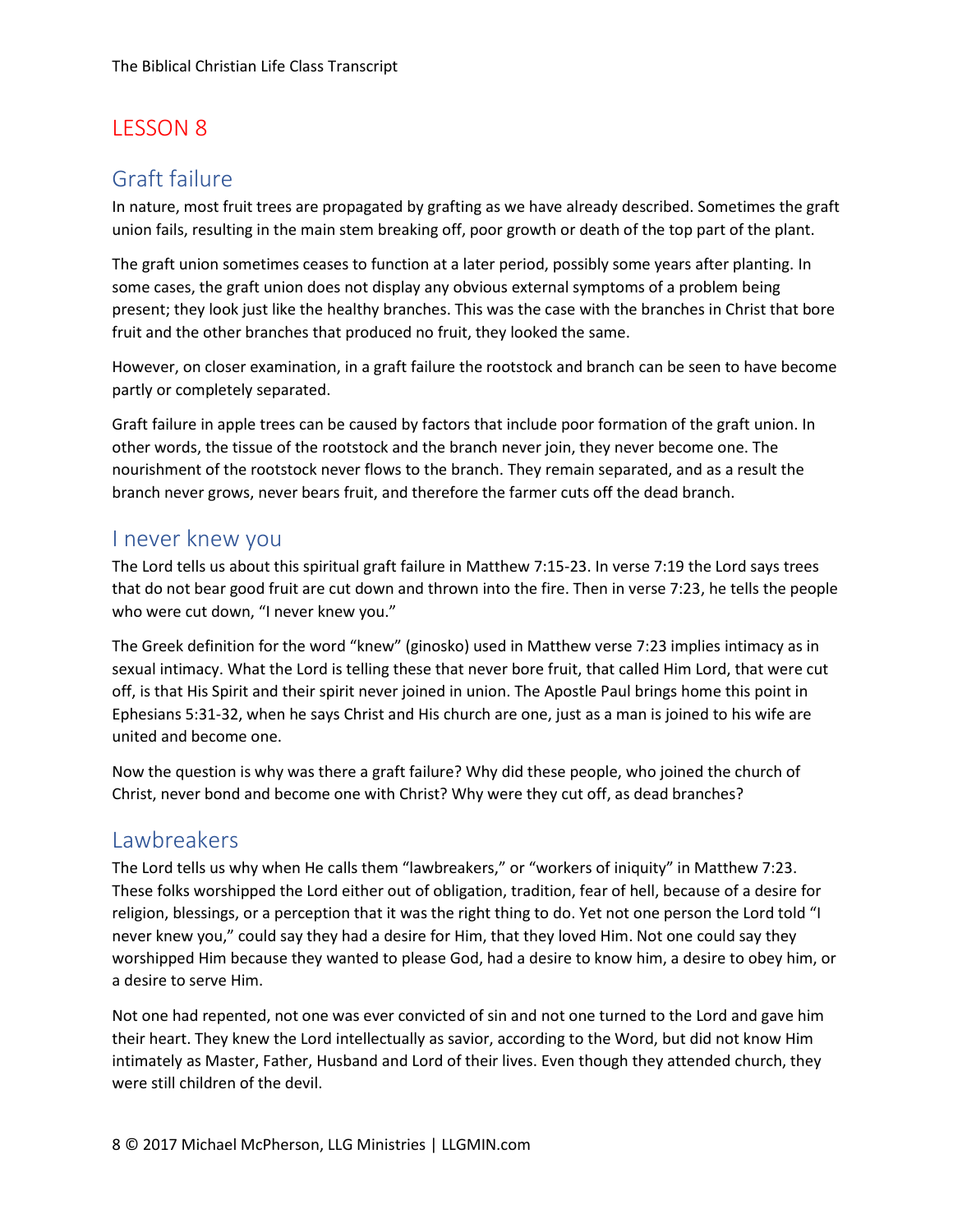## LESSON 8

### Graft failure

In nature, most fruit trees are propagated by grafting as we have already described. Sometimes the graft union fails, resulting in the main stem breaking off, poor growth or death of the top part of the plant.

The graft union sometimes ceases to function at a later period, possibly some years after planting. In some cases, the graft union does not display any obvious external symptoms of a problem being present; they look just like the healthy branches. This was the case with the branches in Christ that bore fruit and the other branches that produced no fruit, they looked the same.

However, on closer examination, in a graft failure the rootstock and branch can be seen to have become partly or completely separated.

Graft failure in apple trees can be caused by factors that include poor formation of the graft union. In other words, the tissue of the rootstock and the branch never join, they never become one. The nourishment of the rootstock never flows to the branch. They remain separated, and as a result the branch never grows, never bears fruit, and therefore the farmer cuts off the dead branch.

### I never knew you

The Lord tells us about this spiritual graft failure in Matthew 7:15-23. In verse 7:19 the Lord says trees that do not bear good fruit are cut down and thrown into the fire. Then in verse 7:23, he tells the people who were cut down, "I never knew you."

The Greek definition for the word "knew" (ginosko) used in Matthew verse 7:23 implies intimacy as in sexual intimacy. What the Lord is telling these that never bore fruit, that called Him Lord, that were cut off, is that His Spirit and their spirit never joined in union. The Apostle Paul brings home this point in Ephesians 5:31-32, when he says Christ and His church are one, just as a man is joined to his wife are united and become one.

Now the question is why was there a graft failure? Why did these people, who joined the church of Christ, never bond and become one with Christ? Why were they cut off, as dead branches?

### Lawbreakers

The Lord tells us why when He calls them "lawbreakers," or "workers of iniquity" in Matthew 7:23. These folks worshipped the Lord either out of obligation, tradition, fear of hell, because of a desire for religion, blessings, or a perception that it was the right thing to do. Yet not one person the Lord told "I never knew you," could say they had a desire for Him, that they loved Him. Not one could say they worshipped Him because they wanted to please God, had a desire to know him, a desire to obey him, or a desire to serve Him.

Not one had repented, not one was ever convicted of sin and not one turned to the Lord and gave him their heart. They knew the Lord intellectually as savior, according to the Word, but did not know Him intimately as Master, Father, Husband and Lord of their lives. Even though they attended church, they were still children of the devil.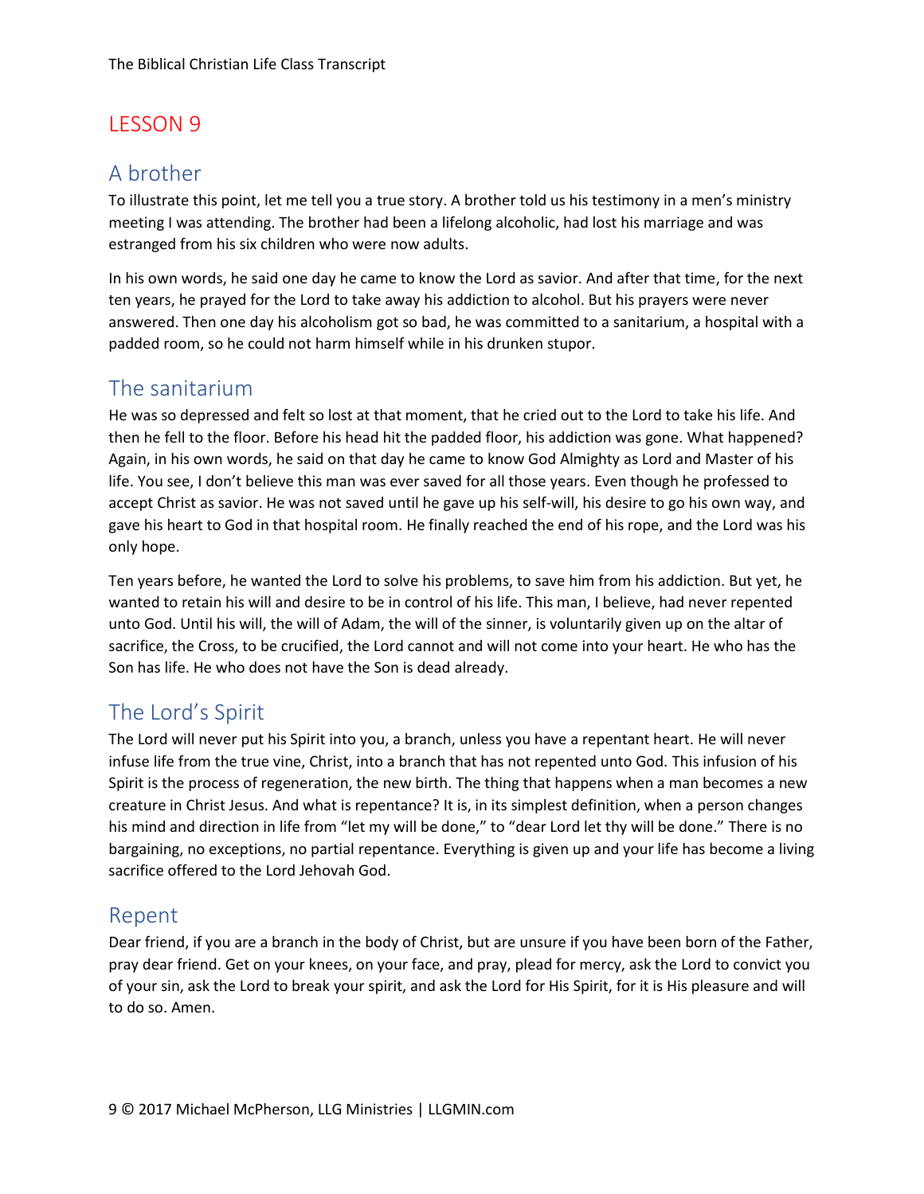## LESSON 9

### A brother

To illustrate this point, let me tell you a true story. A brother told us his testimony in a men's ministry meeting I was attending. The brother had been a lifelong alcoholic, had lost his marriage and was estranged from his six children who were now adults.

In his own words, he said one day he came to know the Lord as savior. And after that time, for the next ten years, he prayed for the Lord to take away his addiction to alcohol. But his prayers were never answered. Then one day his alcoholism got so bad, he was committed to a sanitarium, a hospital with a padded room, so he could not harm himself while in his drunken stupor.

### The sanitarium

He was so depressed and felt so lost at that moment, that he cried out to the Lord to take his life. And then he fell to the floor. Before his head hit the padded floor, his addiction was gone. What happened? Again, in his own words, he said on that day he came to know God Almighty as Lord and Master of his life. You see, I don't believe this man was ever saved for all those years. Even though he professed to accept Christ as savior. He was not saved until he gave up his self-will, his desire to go his own way, and gave his heart to God in that hospital room. He finally reached the end of his rope, and the Lord was his only hope.

Ten years before, he wanted the Lord to solve his problems, to save him from his addiction. But yet, he wanted to retain his will and desire to be in control of his life. This man, I believe, had never repented unto God. Until his will, the will of Adam, the will of the sinner, is voluntarily given up on the altar of sacrifice, the Cross, to be crucified, the Lord cannot and will not come into your heart. He who has the Son has life. He who does not have the Son is dead already.

### The Lord's Spirit

The Lord will never put his Spirit into you, a branch, unless you have a repentant heart. He will never infuse life from the true vine, Christ, into a branch that has not repented unto God. This infusion of his Spirit is the process of regeneration, the new birth. The thing that happens when a man becomes a new creature in Christ Jesus. And what is repentance? It is, in its simplest definition, when a person changes his mind and direction in life from "let my will be done," to "dear Lord let thy will be done." There is no bargaining, no exceptions, no partial repentance. Everything is given up and your life has become a living sacrifice offered to the Lord Jehovah God.

### Repent

Dear friend, if you are a branch in the body of Christ, but are unsure if you have been born of the Father, pray dear friend. Get on your knees, on your face, and pray, plead for mercy, ask the Lord to convict you of your sin, ask the Lord to break your spirit, and ask the Lord for His Spirit, for it is His pleasure and will to do so. Amen.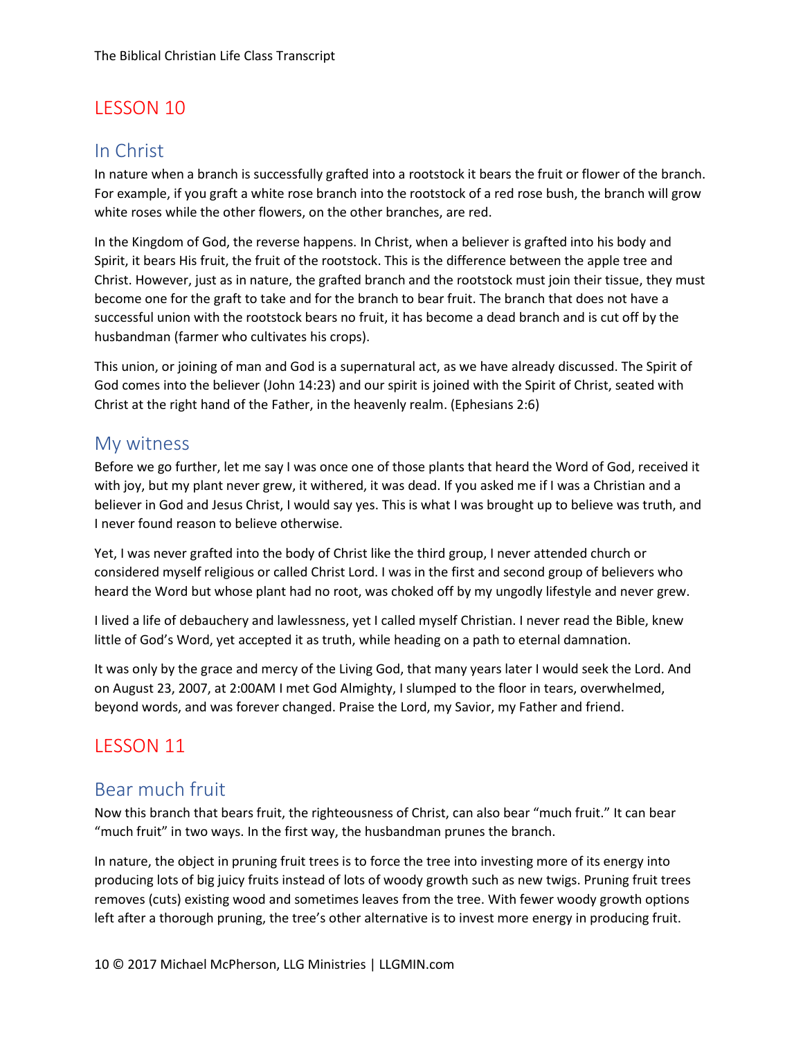## LESSON 10

### In Christ

In nature when a branch is successfully grafted into a rootstock it bears the fruit or flower of the branch. For example, if you graft a white rose branch into the rootstock of a red rose bush, the branch will grow white roses while the other flowers, on the other branches, are red.

In the Kingdom of God, the reverse happens. In Christ, when a believer is grafted into his body and Spirit, it bears His fruit, the fruit of the rootstock. This is the difference between the apple tree and Christ. However, just as in nature, the grafted branch and the rootstock must join their tissue, they must become one for the graft to take and for the branch to bear fruit. The branch that does not have a successful union with the rootstock bears no fruit, it has become a dead branch and is cut off by the husbandman (farmer who cultivates his crops).

This union, or joining of man and God is a supernatural act, as we have already discussed. The Spirit of God comes into the believer (John 14:23) and our spirit is joined with the Spirit of Christ, seated with Christ at the right hand of the Father, in the heavenly realm. (Ephesians 2:6)

### My witness

Before we go further, let me say I was once one of those plants that heard the Word of God, received it with joy, but my plant never grew, it withered, it was dead. If you asked me if I was a Christian and a believer in God and Jesus Christ, I would say yes. This is what I was brought up to believe was truth, and I never found reason to believe otherwise.

Yet, I was never grafted into the body of Christ like the third group, I never attended church or considered myself religious or called Christ Lord. I was in the first and second group of believers who heard the Word but whose plant had no root, was choked off by my ungodly lifestyle and never grew.

I lived a life of debauchery and lawlessness, yet I called myself Christian. I never read the Bible, knew little of God's Word, yet accepted it as truth, while heading on a path to eternal damnation.

It was only by the grace and mercy of the Living God, that many years later I would seek the Lord. And on August 23, 2007, at 2:00AM I met God Almighty, I slumped to the floor in tears, overwhelmed, beyond words, and was forever changed. Praise the Lord, my Savior, my Father and friend.

## LESSON 11

### Bear much fruit

Now this branch that bears fruit, the righteousness of Christ, can also bear "much fruit." It can bear "much fruit" in two ways. In the first way, the husbandman prunes the branch.

In nature, the object in pruning fruit trees is to force the tree into investing more of its energy into producing lots of big juicy fruits instead of lots of woody growth such as new twigs. Pruning fruit trees removes (cuts) existing wood and sometimes leaves from the tree. With fewer woody growth options left after a thorough pruning, the tree's other alternative is to invest more energy in producing fruit.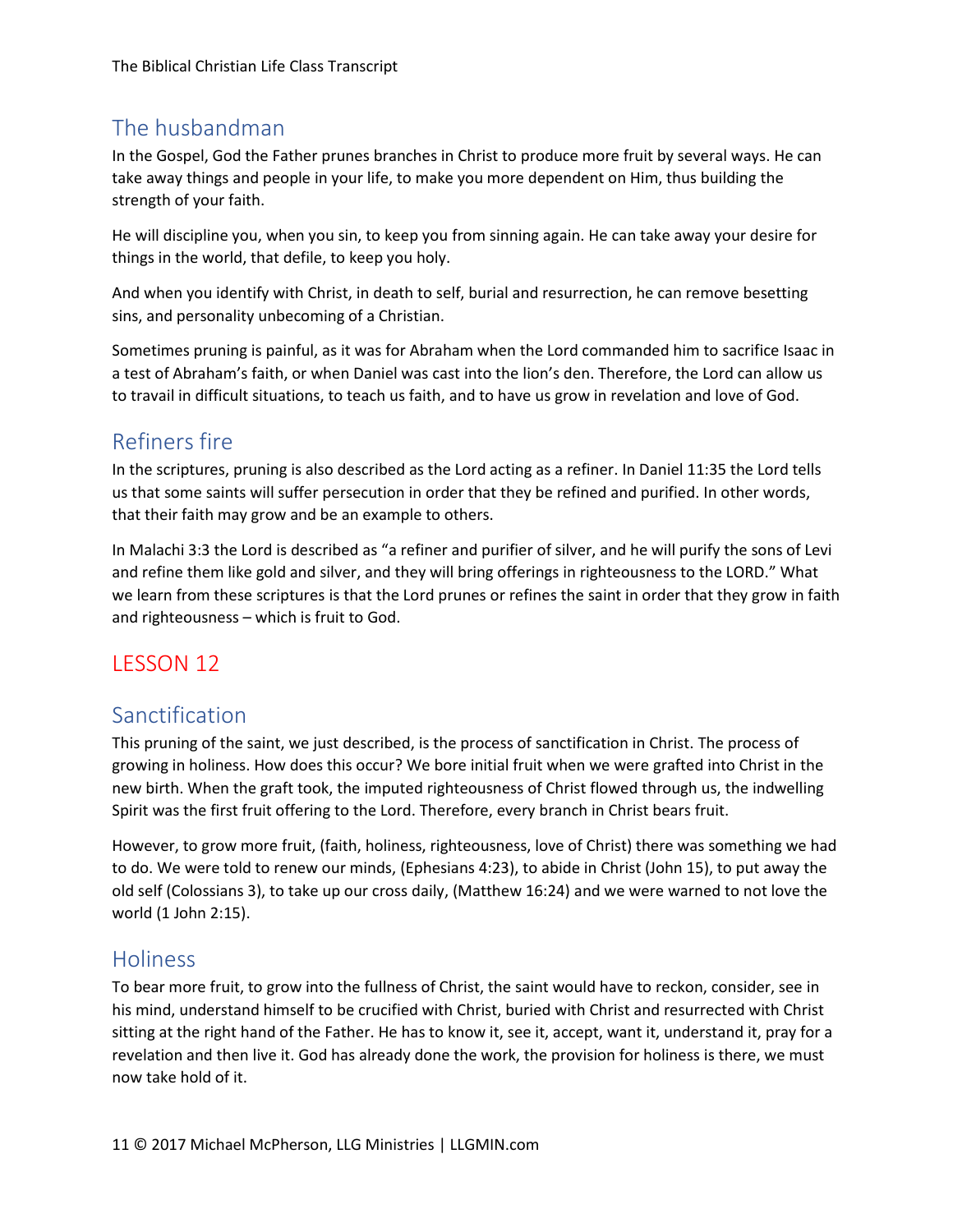## The husbandman

In the Gospel, God the Father prunes branches in Christ to produce more fruit by several ways. He can take away things and people in your life, to make you more dependent on Him, thus building the strength of your faith.

He will discipline you, when you sin, to keep you from sinning again. He can take away your desire for things in the world, that defile, to keep you holy.

And when you identify with Christ, in death to self, burial and resurrection, he can remove besetting sins, and personality unbecoming of a Christian.

Sometimes pruning is painful, as it was for Abraham when the Lord commanded him to sacrifice Isaac in a test of Abraham's faith, or when Daniel was cast into the lion's den. Therefore, the Lord can allow us to travail in difficult situations, to teach us faith, and to have us grow in revelation and love of God.

## Refiners fire

In the scriptures, pruning is also described as the Lord acting as a refiner. In Daniel 11:35 the Lord tells us that some saints will suffer persecution in order that they be refined and purified. In other words, that their faith may grow and be an example to others.

In Malachi 3:3 the Lord is described as "a refiner and purifier of silver, and he will purify the sons of Levi and refine them like gold and silver, and they will bring offerings in righteousness to the LORD." What we learn from these scriptures is that the Lord prunes or refines the saint in order that they grow in faith and righteousness – which is fruit to God.

# LESSON 12

## Sanctification

This pruning of the saint, we just described, is the process of sanctification in Christ. The process of growing in holiness. How does this occur? We bore initial fruit when we were grafted into Christ in the new birth. When the graft took, the imputed righteousness of Christ flowed through us, the indwelling Spirit was the first fruit offering to the Lord. Therefore, every branch in Christ bears fruit.

However, to grow more fruit, (faith, holiness, righteousness, love of Christ) there was something we had to do. We were told to renew our minds, (Ephesians 4:23), to abide in Christ (John 15), to put away the old self (Colossians 3), to take up our cross daily, (Matthew 16:24) and we were warned to not love the world (1 John 2:15).

## Holiness

To bear more fruit, to grow into the fullness of Christ, the saint would have to reckon, consider, see in his mind, understand himself to be crucified with Christ, buried with Christ and resurrected with Christ sitting at the right hand of the Father. He has to know it, see it, accept, want it, understand it, pray for a revelation and then live it. God has already done the work, the provision for holiness is there, we must now take hold of it.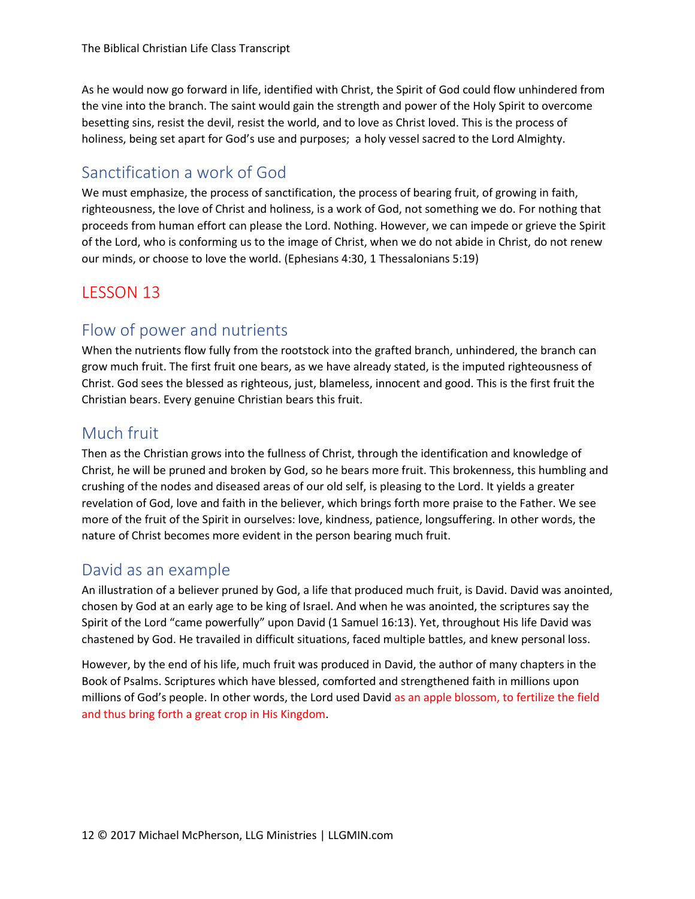As he would now go forward in life, identified with Christ, the Spirit of God could flow unhindered from the vine into the branch. The saint would gain the strength and power of the Holy Spirit to overcome besetting sins, resist the devil, resist the world, and to love as Christ loved. This is the process of holiness, being set apart for God's use and purposes;  a holy vessel sacred to the Lord Almighty.

## Sanctification a work of God

We must emphasize, the process of sanctification, the process of bearing fruit, of growing in faith, righteousness, the love of Christ and holiness, is a work of God, not something we do. For nothing that proceeds from human effort can please the Lord. Nothing. However, we can impede or grieve the Spirit of the Lord, who is conforming us to the image of Christ, when we do not abide in Christ, do not renew our minds, or choose to love the world. (Ephesians 4:30, 1 Thessalonians 5:19)

# LESSON 13

## Flow of power and nutrients

When the nutrients flow fully from the rootstock into the grafted branch, unhindered, the branch can grow much fruit. The first fruit one bears, as we have already stated, is the imputed righteousness of Christ. God sees the blessed as righteous, just, blameless, innocent and good. This is the first fruit the Christian bears. Every genuine Christian bears this fruit.

## Much fruit

Then as the Christian grows into the fullness of Christ, through the identification and knowledge of Christ, he will be pruned and broken by God, so he bears more fruit. This brokenness, this humbling and crushing of the nodes and diseased areas of our old self, is pleasing to the Lord. It yields a greater revelation of God, love and faith in the believer, which brings forth more praise to the Father. We see more of the fruit of the Spirit in ourselves: love, kindness, patience, longsuffering. In other words, the nature of Christ becomes more evident in the person bearing much fruit.

## David as an example

An illustration of a believer pruned by God, a life that produced much fruit, is David. David was anointed, chosen by God at an early age to be king of Israel. And when he was anointed, the scriptures say the Spirit of the Lord "came powerfully" upon David (1 Samuel 16:13). Yet, throughout His life David was chastened by God. He travailed in difficult situations, faced multiple battles, and knew personal loss.

However, by the end of his life, much fruit was produced in David, the author of many chapters in the Book of Psalms. Scriptures which have blessed, comforted and strengthened faith in millions upon millions of God's people. In other words, the Lord used David as an apple blossom, to fertilize the field and thus bring forth a great crop in His Kingdom.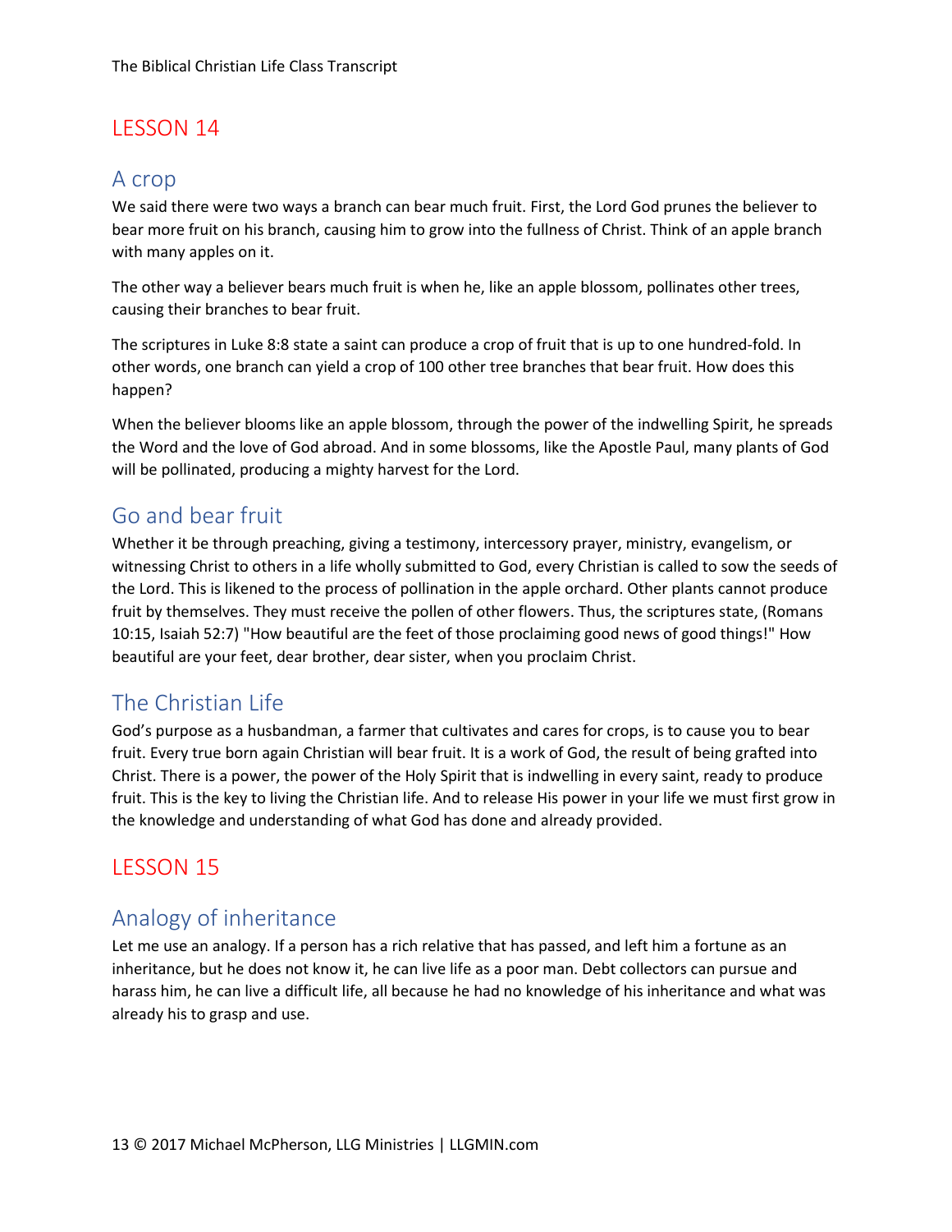## LESSON 14

### A crop

We said there were two ways a branch can bear much fruit. First, the Lord God prunes the believer to bear more fruit on his branch, causing him to grow into the fullness of Christ. Think of an apple branch with many apples on it.

The other way a believer bears much fruit is when he, like an apple blossom, pollinates other trees, causing their branches to bear fruit.

The scriptures in Luke 8:8 state a saint can produce a crop of fruit that is up to one hundred-fold. In other words, one branch can yield a crop of 100 other tree branches that bear fruit. How does this happen?

When the believer blooms like an apple blossom, through the power of the indwelling Spirit, he spreads the Word and the love of God abroad. And in some blossoms, like the Apostle Paul, many plants of God will be pollinated, producing a mighty harvest for the Lord.

### Go and bear fruit

Whether it be through preaching, giving a testimony, intercessory prayer, ministry, evangelism, or witnessing Christ to others in a life wholly submitted to God, every Christian is called to sow the seeds of the Lord. This is likened to the process of pollination in the apple orchard. Other plants cannot produce fruit by themselves. They must receive the pollen of other flowers. Thus, the scriptures state, (Romans 10:15, Isaiah 52:7) "How beautiful are the feet of those proclaiming good news of good things!" How beautiful are your feet, dear brother, dear sister, when you proclaim Christ.

### The Christian Life

God's purpose as a husbandman, a farmer that cultivates and cares for crops, is to cause you to bear fruit. Every true born again Christian will bear fruit. It is a work of God, the result of being grafted into Christ. There is a power, the power of the Holy Spirit that is indwelling in every saint, ready to produce fruit. This is the key to living the Christian life. And to release His power in your life we must first grow in the knowledge and understanding of what God has done and already provided.

## LESSON 15

### Analogy of inheritance

Let me use an analogy. If a person has a rich relative that has passed, and left him a fortune as an inheritance, but he does not know it, he can live life as a poor man. Debt collectors can pursue and harass him, he can live a difficult life, all because he had no knowledge of his inheritance and what was already his to grasp and use.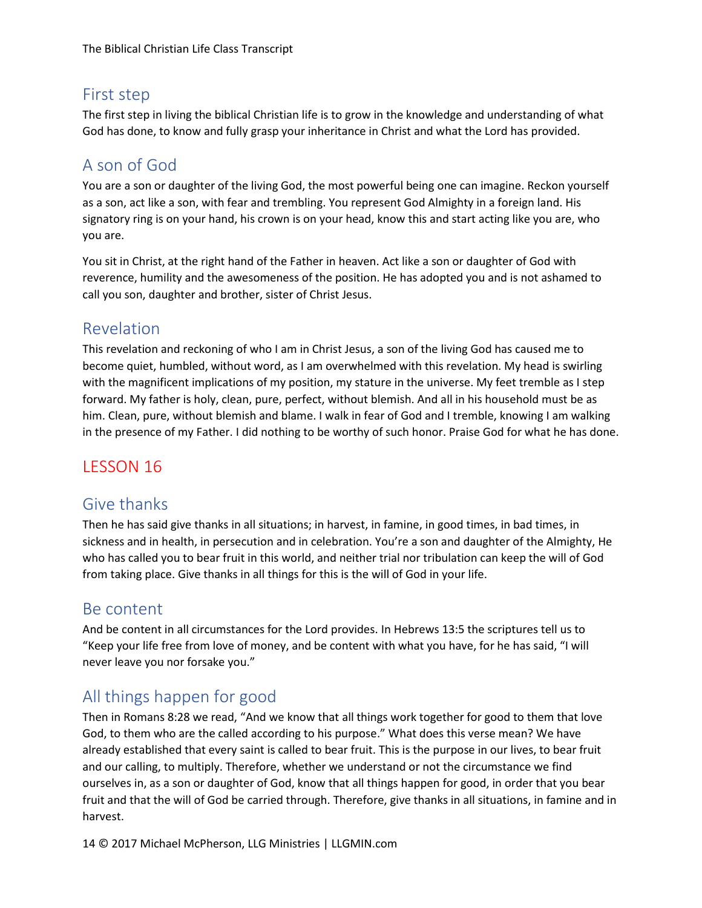## First step

The first step in living the biblical Christian life is to grow in the knowledge and understanding of what God has done, to know and fully grasp your inheritance in Christ and what the Lord has provided.

## A son of God

You are a son or daughter of the living God, the most powerful being one can imagine. Reckon yourself as a son, act like a son, with fear and trembling. You represent God Almighty in a foreign land. His signatory ring is on your hand, his crown is on your head, know this and start acting like you are, who you are.

You sit in Christ, at the right hand of the Father in heaven. Act like a son or daughter of God with reverence, humility and the awesomeness of the position. He has adopted you and is not ashamed to call you son, daughter and brother, sister of Christ Jesus.

## Revelation

This revelation and reckoning of who I am in Christ Jesus, a son of the living God has caused me to become quiet, humbled, without word, as I am overwhelmed with this revelation. My head is swirling with the magnificent implications of my position, my stature in the universe. My feet tremble as I step forward. My father is holy, clean, pure, perfect, without blemish. And all in his household must be as him. Clean, pure, without blemish and blame. I walk in fear of God and I tremble, knowing I am walking in the presence of my Father. I did nothing to be worthy of such honor. Praise God for what he has done.

# LESSON 16

## Give thanks

Then he has said give thanks in all situations; in harvest, in famine, in good times, in bad times, in sickness and in health, in persecution and in celebration. You're a son and daughter of the Almighty, He who has called you to bear fruit in this world, and neither trial nor tribulation can keep the will of God from taking place. Give thanks in all things for this is the will of God in your life.

## Be content

And be content in all circumstances for the Lord provides. In Hebrews 13:5 the scriptures tell us to "Keep your life free from love of money, and be content with what you have, for he has said, "I will never leave you nor forsake you."

## All things happen for good

Then in Romans 8:28 we read, "And we know that all things work together for good to them that love God, to them who are the called according to his purpose." What does this verse mean? We have already established that every saint is called to bear fruit. This is the purpose in our lives, to bear fruit and our calling, to multiply. Therefore, whether we understand or not the circumstance we find ourselves in, as a son or daughter of God, know that all things happen for good, in order that you bear fruit and that the will of God be carried through. Therefore, give thanks in all situations, in famine and in harvest.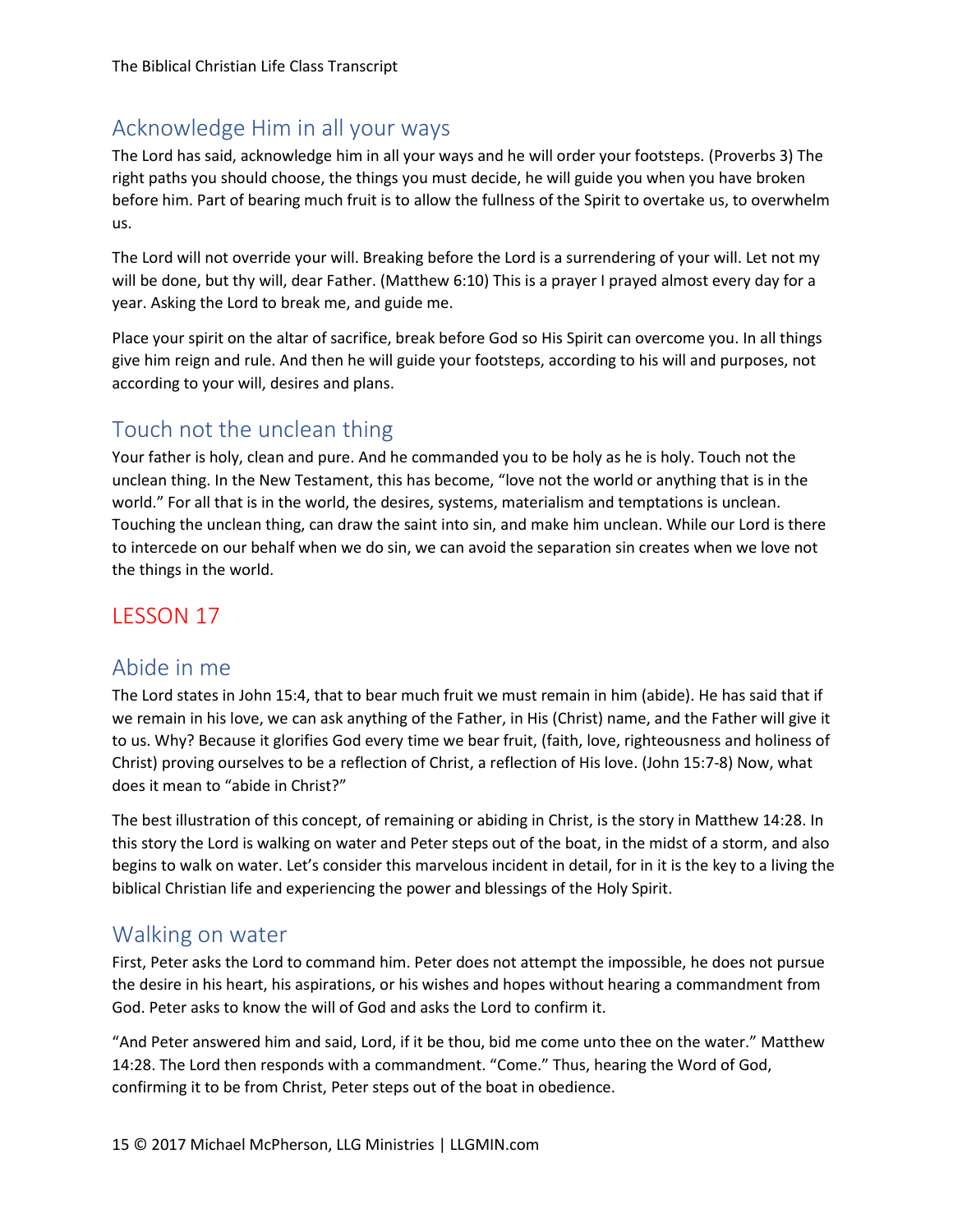## Acknowledge Him in all your ways

The Lord has said, acknowledge him in all your ways and he will order your footsteps. (Proverbs 3) The right paths you should choose, the things you must decide, he will guide you when you have broken before him. Part of bearing much fruit is to allow the fullness of the Spirit to overtake us, to overwhelm us.

The Lord will not override your will. Breaking before the Lord is a surrendering of your will. Let not my will be done, but thy will, dear Father. (Matthew 6:10) This is a prayer I prayed almost every day for a year. Asking the Lord to break me, and guide me.

Place your spirit on the altar of sacrifice, break before God so His Spirit can overcome you. In all things give him reign and rule. And then he will guide your footsteps, according to his will and purposes, not according to your will, desires and plans.

## Touch not the unclean thing

Your father is holy, clean and pure. And he commanded you to be holy as he is holy. Touch not the unclean thing. In the New Testament, this has become, "love not the world or anything that is in the world." For all that is in the world, the desires, systems, materialism and temptations is unclean. Touching the unclean thing, can draw the saint into sin, and make him unclean. While our Lord is there to intercede on our behalf when we do sin, we can avoid the separation sin creates when we love not the things in the world.

# LESSON 17

## Abide in me

The Lord states in John 15:4, that to bear much fruit we must remain in him (abide). He has said that if we remain in his love, we can ask anything of the Father, in His (Christ) name, and the Father will give it to us. Why? Because it glorifies God every time we bear fruit, (faith, love, righteousness and holiness of Christ) proving ourselves to be a reflection of Christ, a reflection of His love. (John 15:7-8) Now, what does it mean to "abide in Christ?"

The best illustration of this concept, of remaining or abiding in Christ, is the story in Matthew 14:28. In this story the Lord is walking on water and Peter steps out of the boat, in the midst of a storm, and also begins to walk on water. Let's consider this marvelous incident in detail, for in it is the key to a living the biblical Christian life and experiencing the power and blessings of the Holy Spirit.

## Walking on water

First, Peter asks the Lord to command him. Peter does not attempt the impossible, he does not pursue the desire in his heart, his aspirations, or his wishes and hopes without hearing a commandment from God. Peter asks to know the will of God and asks the Lord to confirm it.

"And Peter answered him and said, Lord, if it be thou, bid me come unto thee on the water." Matthew 14:28. The Lord then responds with a commandment. "Come." Thus, hearing the Word of God, confirming it to be from Christ, Peter steps out of the boat in obedience.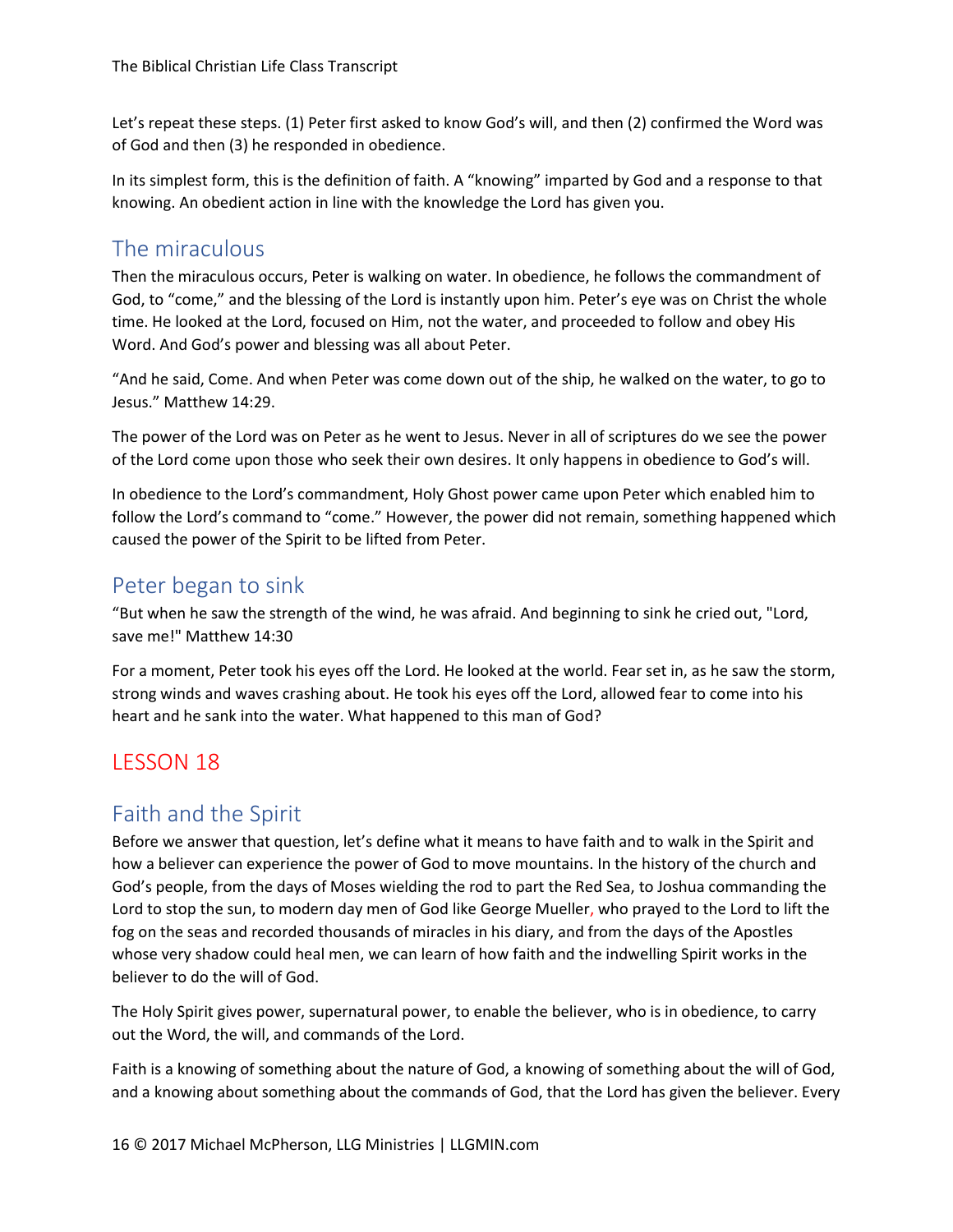Let's repeat these steps. (1) Peter first asked to know God's will, and then (2) confirmed the Word was of God and then (3) he responded in obedience.

In its simplest form, this is the definition of faith. A "knowing" imparted by God and a response to that knowing. An obedient action in line with the knowledge the Lord has given you.

## The miraculous

Then the miraculous occurs, Peter is walking on water. In obedience, he follows the commandment of God, to "come," and the blessing of the Lord is instantly upon him. Peter's eye was on Christ the whole time. He looked at the Lord, focused on Him, not the water, and proceeded to follow and obey His Word. And God's power and blessing was all about Peter.

"And he said, Come. And when Peter was come down out of the ship, he walked on the water, to go to Jesus." Matthew 14:29.

The power of the Lord was on Peter as he went to Jesus. Never in all of scriptures do we see the power of the Lord come upon those who seek their own desires. It only happens in obedience to God's will.

In obedience to the Lord's commandment, Holy Ghost power came upon Peter which enabled him to follow the Lord's command to "come." However, the power did not remain, something happened which caused the power of the Spirit to be lifted from Peter.

## Peter began to sink

"But when he saw the strength of the wind, he was afraid. And beginning to sink he cried out, "Lord, save me!" Matthew 14:30

For a moment, Peter took his eyes off the Lord. He looked at the world. Fear set in, as he saw the storm, strong winds and waves crashing about. He took his eyes off the Lord, allowed fear to come into his heart and he sank into the water. What happened to this man of God?

# LESSON 18

## Faith and the Spirit

Before we answer that question, let's define what it means to have faith and to walk in the Spirit and how a believer can experience the power of God to move mountains. In the history of the church and God's people, from the days of Moses wielding the rod to part the Red Sea, to Joshua commanding the Lord to stop the sun, to modern day men of God like George Mueller, who prayed to the Lord to lift the fog on the seas and recorded thousands of miracles in his diary, and from the days of the Apostles whose very shadow could heal men, we can learn of how faith and the indwelling Spirit works in the believer to do the will of God.

The Holy Spirit gives power, supernatural power, to enable the believer, who is in obedience, to carry out the Word, the will, and commands of the Lord.

Faith is a knowing of something about the nature of God, a knowing of something about the will of God, and a knowing about something about the commands of God, that the Lord has given the believer. Every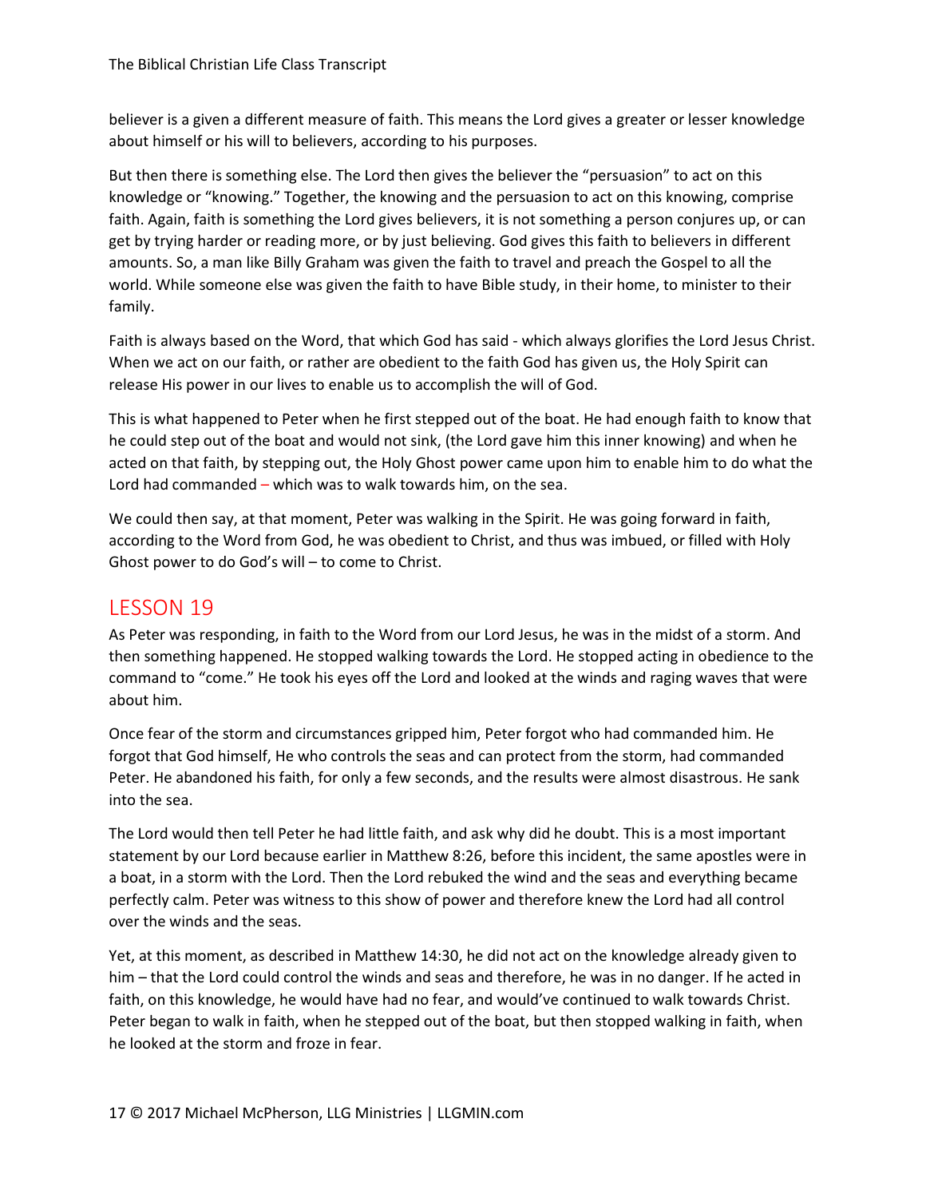believer is a given a different measure of faith. This means the Lord gives a greater or lesser knowledge about himself or his will to believers, according to his purposes.

But then there is something else. The Lord then gives the believer the "persuasion" to act on this knowledge or "knowing." Together, the knowing and the persuasion to act on this knowing, comprise faith. Again, faith is something the Lord gives believers, it is not something a person conjures up, or can get by trying harder or reading more, or by just believing. God gives this faith to believers in different amounts. So, a man like Billy Graham was given the faith to travel and preach the Gospel to all the world. While someone else was given the faith to have Bible study, in their home, to minister to their family.

Faith is always based on the Word, that which God has said - which always glorifies the Lord Jesus Christ. When we act on our faith, or rather are obedient to the faith God has given us, the Holy Spirit can release His power in our lives to enable us to accomplish the will of God.

This is what happened to Peter when he first stepped out of the boat. He had enough faith to know that he could step out of the boat and would not sink, (the Lord gave him this inner knowing) and when he acted on that faith, by stepping out, the Holy Ghost power came upon him to enable him to do what the Lord had commanded – which was to walk towards him, on the sea.

We could then say, at that moment, Peter was walking in the Spirit. He was going forward in faith, according to the Word from God, he was obedient to Christ, and thus was imbued, or filled with Holy Ghost power to do God's will – to come to Christ.

## LESSON 19

As Peter was responding, in faith to the Word from our Lord Jesus, he was in the midst of a storm. And then something happened. He stopped walking towards the Lord. He stopped acting in obedience to the command to "come." He took his eyes off the Lord and looked at the winds and raging waves that were about him.

Once fear of the storm and circumstances gripped him, Peter forgot who had commanded him. He forgot that God himself, He who controls the seas and can protect from the storm, had commanded Peter. He abandoned his faith, for only a few seconds, and the results were almost disastrous. He sank into the sea.

The Lord would then tell Peter he had little faith, and ask why did he doubt. This is a most important statement by our Lord because earlier in Matthew 8:26, before this incident, the same apostles were in a boat, in a storm with the Lord. Then the Lord rebuked the wind and the seas and everything became perfectly calm. Peter was witness to this show of power and therefore knew the Lord had all control over the winds and the seas.

Yet, at this moment, as described in Matthew 14:30, he did not act on the knowledge already given to him – that the Lord could control the winds and seas and therefore, he was in no danger. If he acted in faith, on this knowledge, he would have had no fear, and would've continued to walk towards Christ. Peter began to walk in faith, when he stepped out of the boat, but then stopped walking in faith, when he looked at the storm and froze in fear.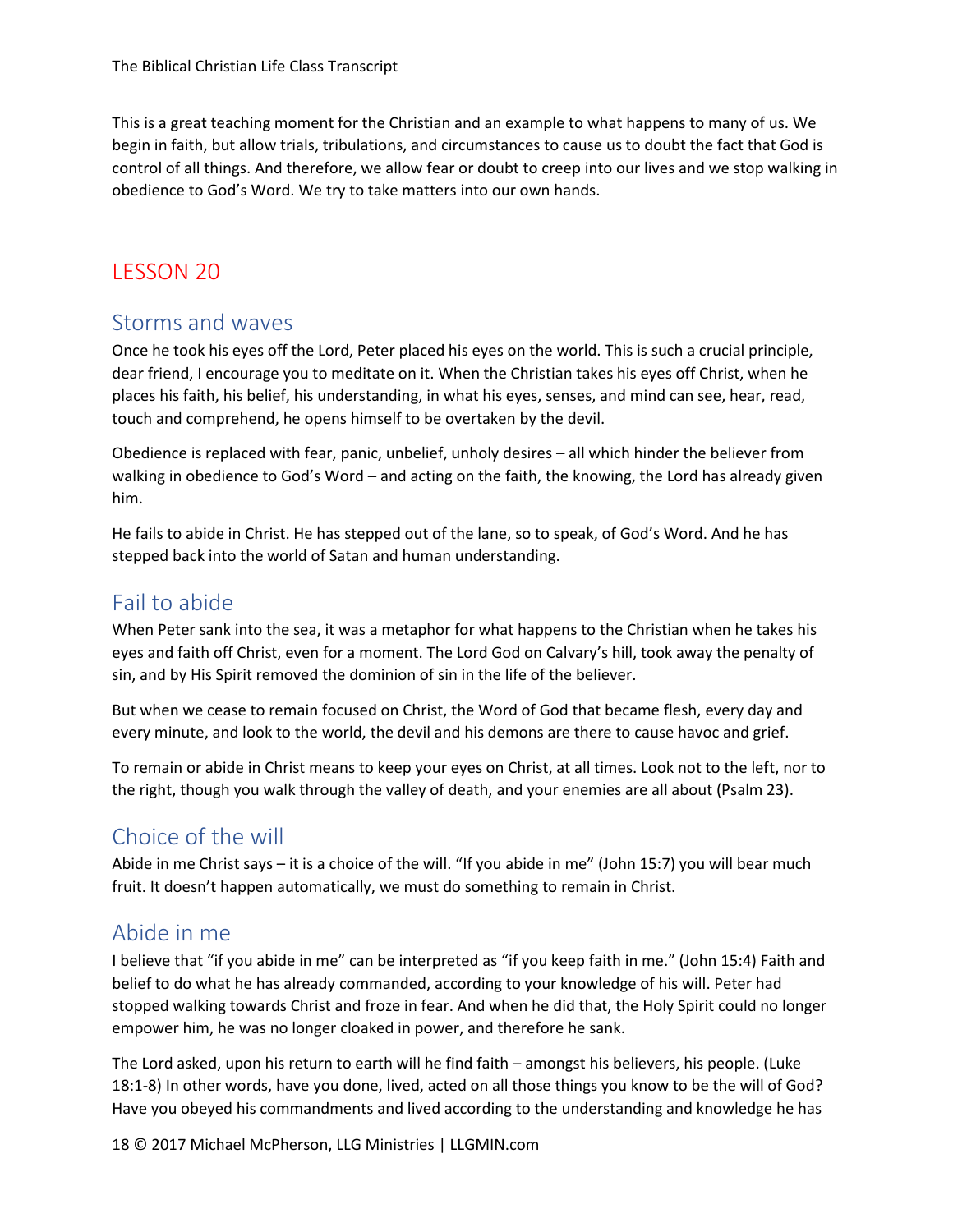This is a great teaching moment for the Christian and an example to what happens to many of us. We begin in faith, but allow trials, tribulations, and circumstances to cause us to doubt the fact that God is control of all things. And therefore, we allow fear or doubt to creep into our lives and we stop walking in obedience to God's Word. We try to take matters into our own hands.

# LESSON 20

## Storms and waves

Once he took his eyes off the Lord, Peter placed his eyes on the world. This is such a crucial principle, dear friend, I encourage you to meditate on it. When the Christian takes his eyes off Christ, when he places his faith, his belief, his understanding, in what his eyes, senses, and mind can see, hear, read, touch and comprehend, he opens himself to be overtaken by the devil.

Obedience is replaced with fear, panic, unbelief, unholy desires – all which hinder the believer from walking in obedience to God's Word – and acting on the faith, the knowing, the Lord has already given him.

He fails to abide in Christ. He has stepped out of the lane, so to speak, of God's Word. And he has stepped back into the world of Satan and human understanding.

## Fail to abide

When Peter sank into the sea, it was a metaphor for what happens to the Christian when he takes his eyes and faith off Christ, even for a moment. The Lord God on Calvary's hill, took away the penalty of sin, and by His Spirit removed the dominion of sin in the life of the believer.

But when we cease to remain focused on Christ, the Word of God that became flesh, every day and every minute, and look to the world, the devil and his demons are there to cause havoc and grief.

To remain or abide in Christ means to keep your eyes on Christ, at all times. Look not to the left, nor to the right, though you walk through the valley of death, and your enemies are all about (Psalm 23).

## Choice of the will

Abide in me Christ says – it is a choice of the will. "If you abide in me" (John 15:7) you will bear much fruit. It doesn't happen automatically, we must do something to remain in Christ.

## Abide in me

I believe that "if you abide in me" can be interpreted as "if you keep faith in me." (John 15:4) Faith and belief to do what he has already commanded, according to your knowledge of his will. Peter had stopped walking towards Christ and froze in fear. And when he did that, the Holy Spirit could no longer empower him, he was no longer cloaked in power, and therefore he sank.

The Lord asked, upon his return to earth will he find faith – amongst his believers, his people. (Luke 18:1-8) In other words, have you done, lived, acted on all those things you know to be the will of God? Have you obeyed his commandments and lived according to the understanding and knowledge he has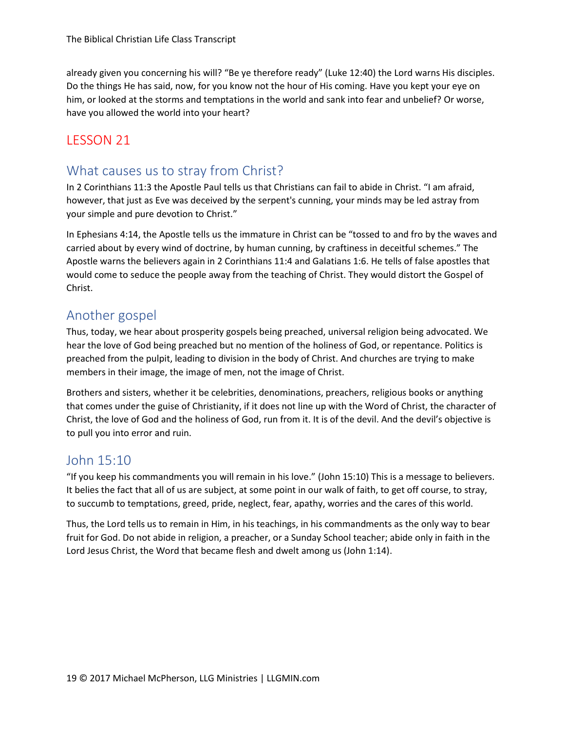already given you concerning his will? "Be ye therefore ready" (Luke 12:40) the Lord warns His disciples. Do the things He has said, now, for you know not the hour of His coming. Have you kept your eye on him, or looked at the storms and temptations in the world and sank into fear and unbelief? Or worse, have you allowed the world into your heart?

# LESSON 21

## What causes us to stray from Christ?

In 2 Corinthians 11:3 the Apostle Paul tells us that Christians can fail to abide in Christ. "I am afraid, however, that just as Eve was deceived by the serpent's cunning, your minds may be led astray from your simple and pure devotion to Christ."

In Ephesians 4:14, the Apostle tells us the immature in Christ can be "tossed to and fro by the waves and carried about by every wind of doctrine, by human cunning, by craftiness in deceitful schemes." The Apostle warns the believers again in 2 Corinthians 11:4 and Galatians 1:6. He tells of false apostles that would come to seduce the people away from the teaching of Christ. They would distort the Gospel of Christ.

## Another gospel

Thus, today, we hear about prosperity gospels being preached, universal religion being advocated. We hear the love of God being preached but no mention of the holiness of God, or repentance. Politics is preached from the pulpit, leading to division in the body of Christ. And churches are trying to make members in their image, the image of men, not the image of Christ.

Brothers and sisters, whether it be celebrities, denominations, preachers, religious books or anything that comes under the guise of Christianity, if it does not line up with the Word of Christ, the character of Christ, the love of God and the holiness of God, run from it. It is of the devil. And the devil's objective is to pull you into error and ruin.

## John 15:10

"If you keep his commandments you will remain in his love." (John 15:10) This is a message to believers. It belies the fact that all of us are subject, at some point in our walk of faith, to get off course, to stray, to succumb to temptations, greed, pride, neglect, fear, apathy, worries and the cares of this world.

Thus, the Lord tells us to remain in Him, in his teachings, in his commandments as the only way to bear fruit for God. Do not abide in religion, a preacher, or a Sunday School teacher; abide only in faith in the Lord Jesus Christ, the Word that became flesh and dwelt among us (John 1:14).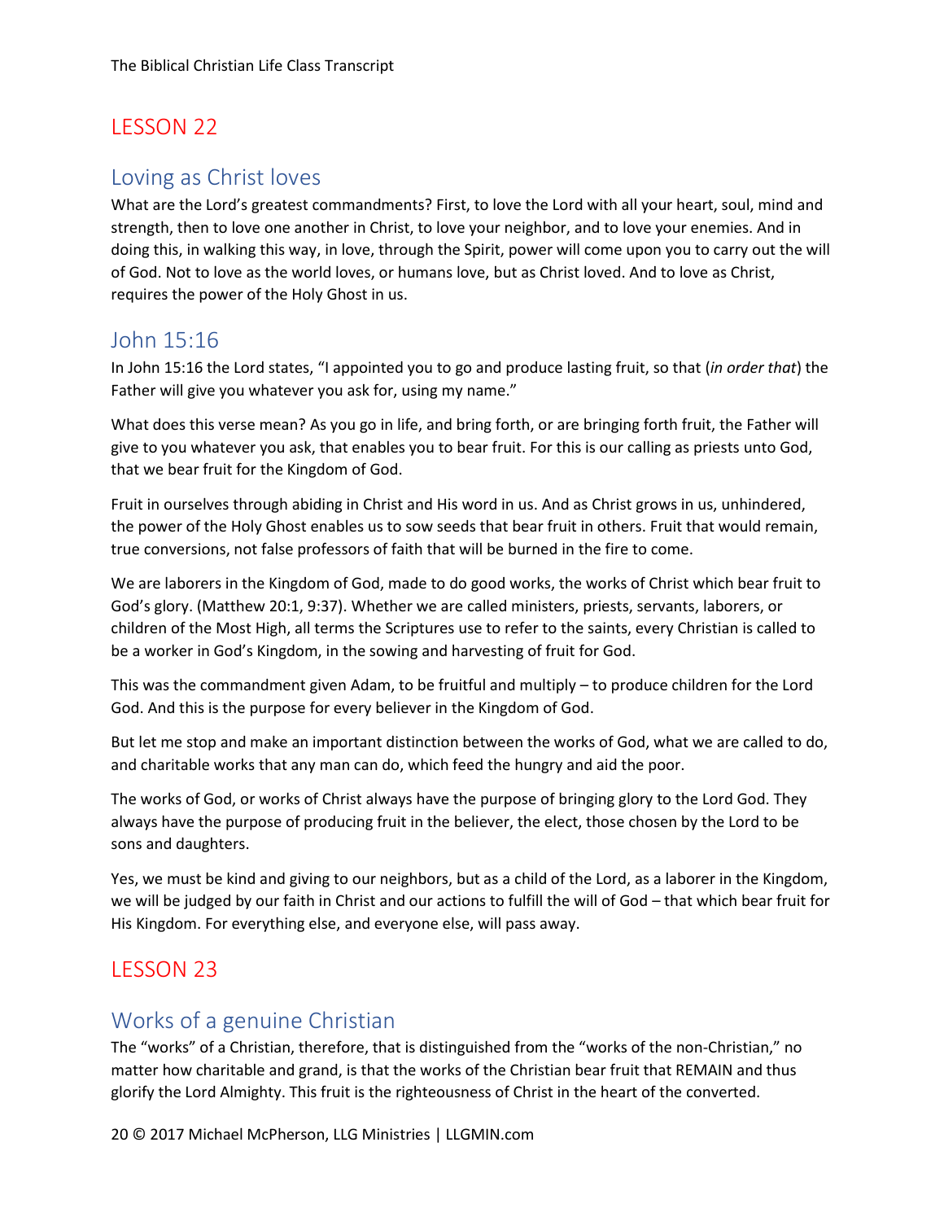# LESSON 22

## Loving as Christ loves

What are the Lord's greatest commandments? First, to love the Lord with all your heart, soul, mind and strength, then to love one another in Christ, to love your neighbor, and to love your enemies. And in doing this, in walking this way, in love, through the Spirit, power will come upon you to carry out the will of God. Not to love as the world loves, or humans love, but as Christ loved. And to love as Christ, requires the power of the Holy Ghost in us.

## John 15:16

In John 15:16 the Lord states, "I appointed you to go and produce lasting fruit, so that (*in order that*) the Father will give you whatever you ask for, using my name."

What does this verse mean? As you go in life, and bring forth, or are bringing forth fruit, the Father will give to you whatever you ask, that enables you to bear fruit. For this is our calling as priests unto God, that we bear fruit for the Kingdom of God.

Fruit in ourselves through abiding in Christ and His word in us. And as Christ grows in us, unhindered, the power of the Holy Ghost enables us to sow seeds that bear fruit in others. Fruit that would remain, true conversions, not false professors of faith that will be burned in the fire to come.

We are laborers in the Kingdom of God, made to do good works, the works of Christ which bear fruit to God's glory. (Matthew 20:1, 9:37). Whether we are called ministers, priests, servants, laborers, or children of the Most High, all terms the Scriptures use to refer to the saints, every Christian is called to be a worker in God's Kingdom, in the sowing and harvesting of fruit for God.

This was the commandment given Adam, to be fruitful and multiply – to produce children for the Lord God. And this is the purpose for every believer in the Kingdom of God.

But let me stop and make an important distinction between the works of God, what we are called to do, and charitable works that any man can do, which feed the hungry and aid the poor.

The works of God, or works of Christ always have the purpose of bringing glory to the Lord God. They always have the purpose of producing fruit in the believer, the elect, those chosen by the Lord to be sons and daughters.

Yes, we must be kind and giving to our neighbors, but as a child of the Lord, as a laborer in the Kingdom, we will be judged by our faith in Christ and our actions to fulfill the will of God – that which bear fruit for His Kingdom. For everything else, and everyone else, will pass away.

# LESSON 23

## Works of a genuine Christian

The "works" of a Christian, therefore, that is distinguished from the "works of the non-Christian," no matter how charitable and grand, is that the works of the Christian bear fruit that REMAIN and thus glorify the Lord Almighty. This fruit is the righteousness of Christ in the heart of the converted.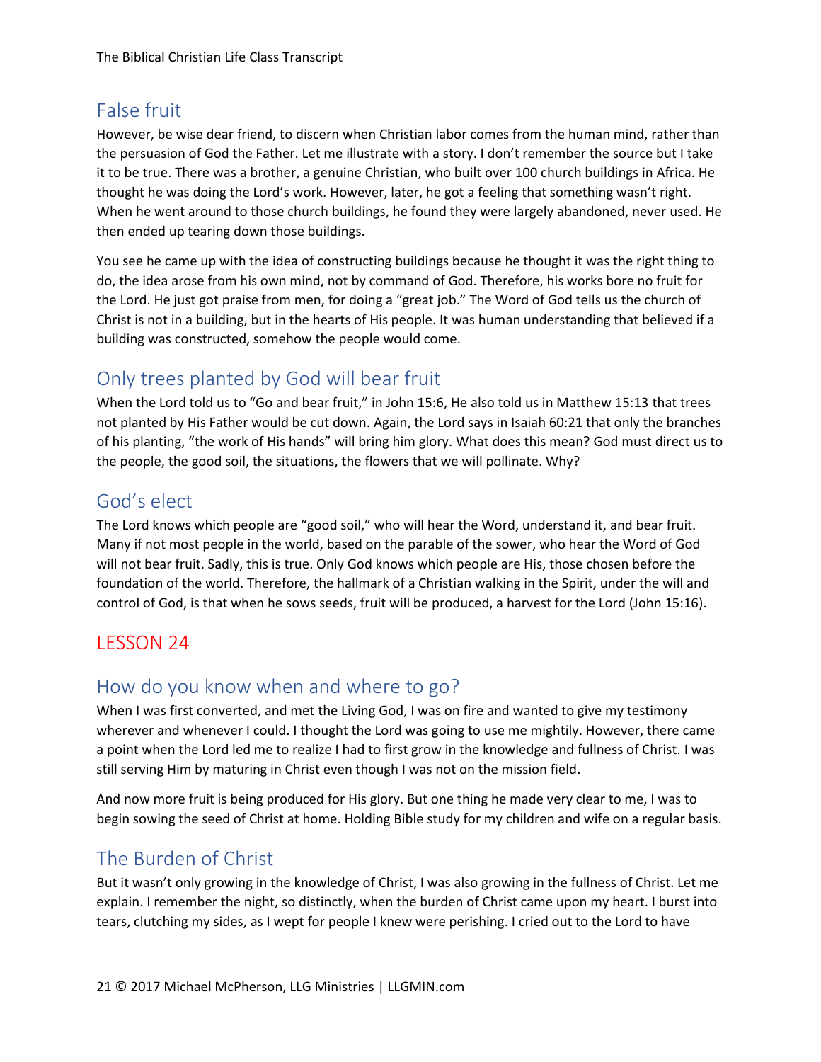## False fruit

However, be wise dear friend, to discern when Christian labor comes from the human mind, rather than the persuasion of God the Father. Let me illustrate with a story. I don't remember the source but I take it to be true. There was a brother, a genuine Christian, who built over 100 church buildings in Africa. He thought he was doing the Lord's work. However, later, he got a feeling that something wasn't right. When he went around to those church buildings, he found they were largely abandoned, never used. He then ended up tearing down those buildings.

You see he came up with the idea of constructing buildings because he thought it was the right thing to do, the idea arose from his own mind, not by command of God. Therefore, his works bore no fruit for the Lord. He just got praise from men, for doing a "great job." The Word of God tells us the church of Christ is not in a building, but in the hearts of His people. It was human understanding that believed if a building was constructed, somehow the people would come.

## Only trees planted by God will bear fruit

When the Lord told us to "Go and bear fruit," in John 15:6, He also told us in Matthew 15:13 that trees not planted by His Father would be cut down. Again, the Lord says in Isaiah 60:21 that only the branches of his planting, "the work of His hands" will bring him glory. What does this mean? God must direct us to the people, the good soil, the situations, the flowers that we will pollinate. Why?

## God's elect

The Lord knows which people are "good soil," who will hear the Word, understand it, and bear fruit. Many if not most people in the world, based on the parable of the sower, who hear the Word of God will not bear fruit. Sadly, this is true. Only God knows which people are His, those chosen before the foundation of the world. Therefore, the hallmark of a Christian walking in the Spirit, under the will and control of God, is that when he sows seeds, fruit will be produced, a harvest for the Lord (John 15:16).

# LESSON 24

## How do you know when and where to go?

When I was first converted, and met the Living God, I was on fire and wanted to give my testimony wherever and whenever I could. I thought the Lord was going to use me mightily. However, there came a point when the Lord led me to realize I had to first grow in the knowledge and fullness of Christ. I was still serving Him by maturing in Christ even though I was not on the mission field.

And now more fruit is being produced for His glory. But one thing he made very clear to me, I was to begin sowing the seed of Christ at home. Holding Bible study for my children and wife on a regular basis.

## The Burden of Christ

But it wasn't only growing in the knowledge of Christ, I was also growing in the fullness of Christ. Let me explain. I remember the night, so distinctly, when the burden of Christ came upon my heart. I burst into tears, clutching my sides, as I wept for people I knew were perishing. I cried out to the Lord to have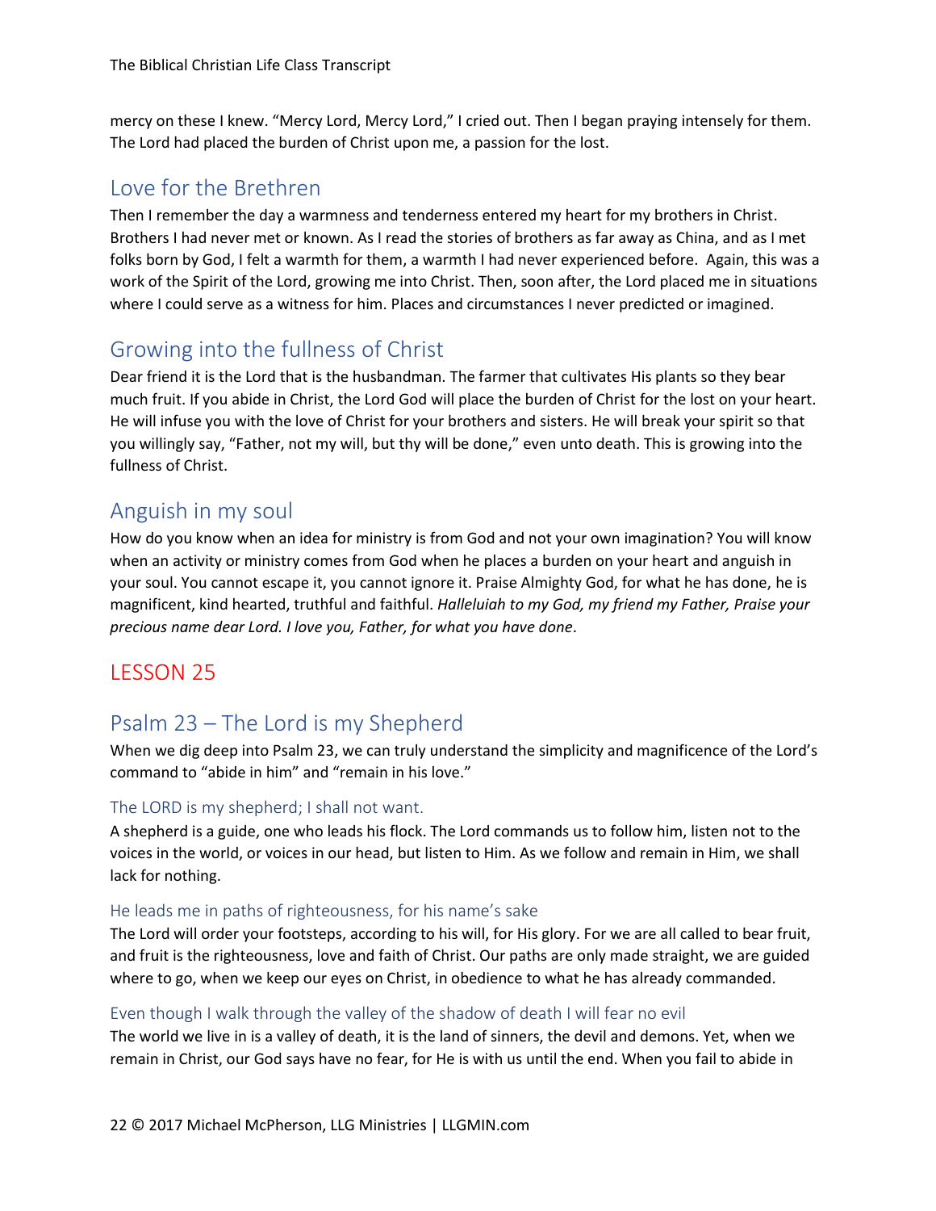mercy on these I knew. "Mercy Lord, Mercy Lord," I cried out. Then I began praying intensely for them. The Lord had placed the burden of Christ upon me, a passion for the lost.

## Love for the Brethren

Then I remember the day a warmness and tenderness entered my heart for my brothers in Christ. Brothers I had never met or known. As I read the stories of brothers as far away as China, and as I met folks born by God, I felt a warmth for them, a warmth I had never experienced before. Again, this was a work of the Spirit of the Lord, growing me into Christ. Then, soon after, the Lord placed me in situations where I could serve as a witness for him. Places and circumstances I never predicted or imagined.

## Growing into the fullness of Christ

Dear friend it is the Lord that is the husbandman. The farmer that cultivates His plants so they bear much fruit. If you abide in Christ, the Lord God will place the burden of Christ for the lost on your heart. He will infuse you with the love of Christ for your brothers and sisters. He will break your spirit so that you willingly say, "Father, not my will, but thy will be done," even unto death. This is growing into the fullness of Christ.

## Anguish in my soul

How do you know when an idea for ministry is from God and not your own imagination? You will know when an activity or ministry comes from God when he places a burden on your heart and anguish in your soul. You cannot escape it, you cannot ignore it. Praise Almighty God, for what he has done, he is magnificent, kind hearted, truthful and faithful. *Halleluiah to my God, my friend my Father, Praise your precious name dear Lord. I love you, Father, for what you have done*.

# LESSON 25

## Psalm 23 – The Lord is my Shepherd

When we dig deep into Psalm 23, we can truly understand the simplicity and magnificence of the Lord's command to "abide in him" and "remain in his love."

### The LORD is my shepherd; I shall not want.

A shepherd is a guide, one who leads his flock. The Lord commands us to follow him, listen not to the voices in the world, or voices in our head, but listen to Him. As we follow and remain in Him, we shall lack for nothing.

### He leads me in paths of righteousness, for his name's sake

The Lord will order your footsteps, according to his will, for His glory. For we are all called to bear fruit, and fruit is the righteousness, love and faith of Christ. Our paths are only made straight, we are guided where to go, when we keep our eyes on Christ, in obedience to what he has already commanded.

### Even though I walk through the valley of the shadow of death I will fear no evil

The world we live in is a valley of death, it is the land of sinners, the devil and demons. Yet, when we remain in Christ, our God says have no fear, for He is with us until the end. When you fail to abide in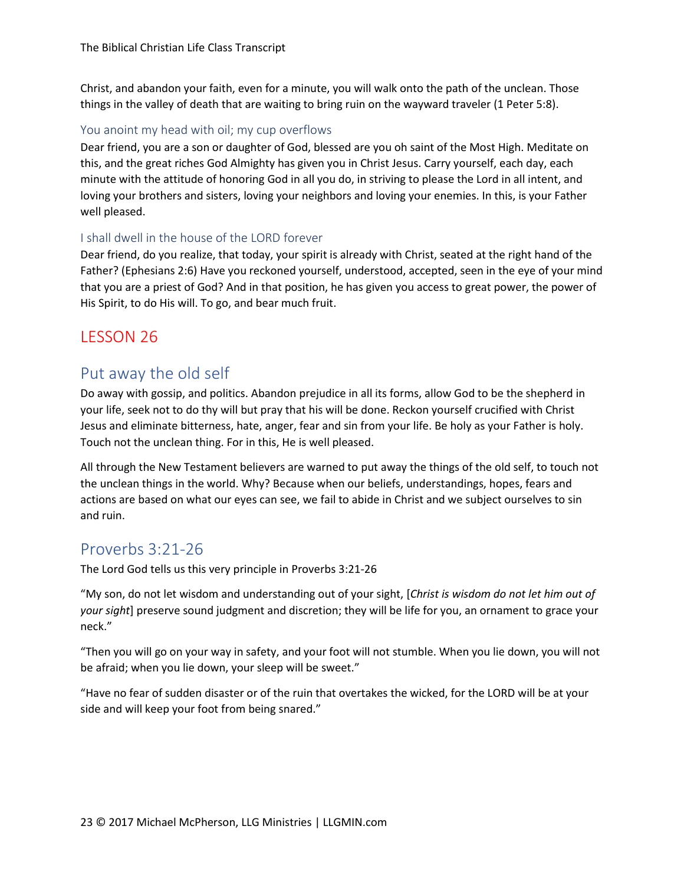Christ, and abandon your faith, even for a minute, you will walk onto the path of the unclean. Those things in the valley of death that are waiting to bring ruin on the wayward traveler (1 Peter 5:8).

### You anoint my head with oil; my cup overflows

Dear friend, you are a son or daughter of God, blessed are you oh saint of the Most High. Meditate on this, and the great riches God Almighty has given you in Christ Jesus. Carry yourself, each day, each minute with the attitude of honoring God in all you do, in striving to please the Lord in all intent, and loving your brothers and sisters, loving your neighbors and loving your enemies. In this, is your Father well pleased.

### I shall dwell in the house of the LORD forever

Dear friend, do you realize, that today, your spirit is already with Christ, seated at the right hand of the Father? (Ephesians 2:6) Have you reckoned yourself, understood, accepted, seen in the eye of your mind that you are a priest of God? And in that position, he has given you access to great power, the power of His Spirit, to do His will. To go, and bear much fruit.

# LESSON 26

## Put away the old self

Do away with gossip, and politics. Abandon prejudice in all its forms, allow God to be the shepherd in your life, seek not to do thy will but pray that his will be done. Reckon yourself crucified with Christ Jesus and eliminate bitterness, hate, anger, fear and sin from your life. Be holy as your Father is holy. Touch not the unclean thing. For in this, He is well pleased.

All through the New Testament believers are warned to put away the things of the old self, to touch not the unclean things in the world. Why? Because when our beliefs, understandings, hopes, fears and actions are based on what our eyes can see, we fail to abide in Christ and we subject ourselves to sin and ruin.

## Proverbs 3:21-26

The Lord God tells us this very principle in Proverbs 3:21-26

“My son, do not let wisdom and understanding out of your sight, [*Christ is wisdom do not let him out of your sight*] preserve sound judgment and discretion; they will be life for you, an ornament to grace your neck.”

“Then you will go on your way in safety, and your foot will not stumble. When you lie down, you will not be afraid; when you lie down, your sleep will be sweet.”

“Have no fear of sudden disaster or of the ruin that overtakes the wicked, for the LORD will be at your side and will keep your foot from being snared.”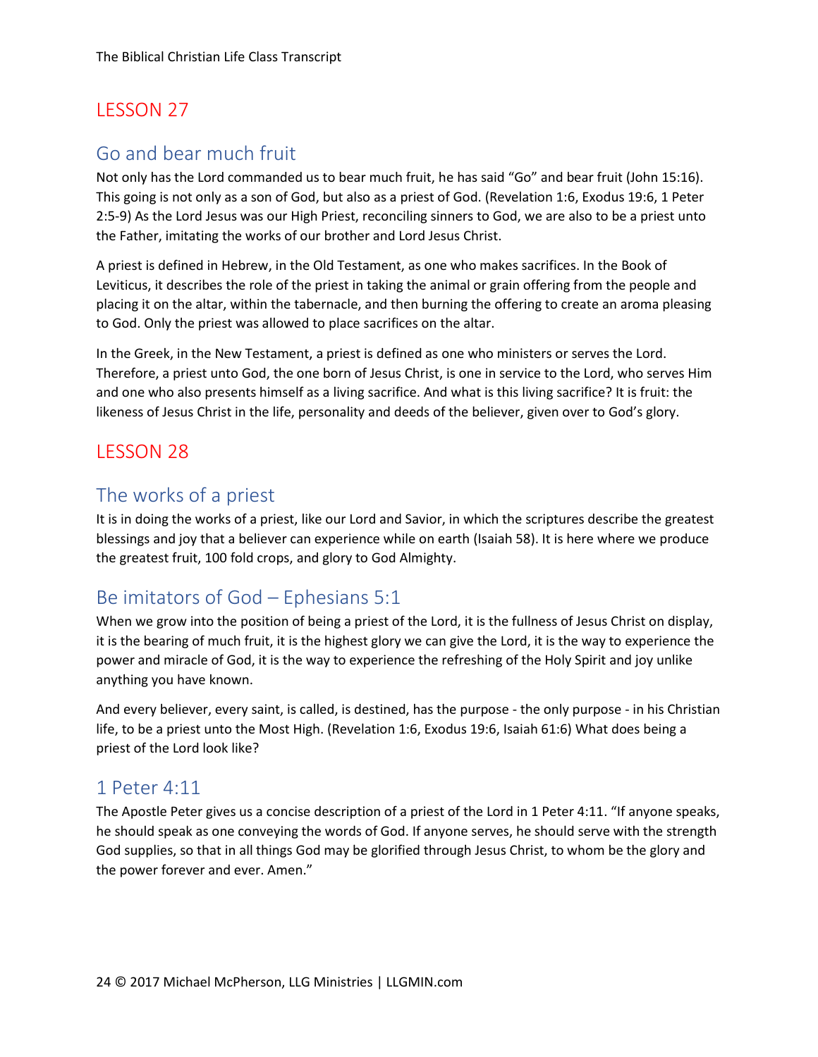## LESSON 27

### Go and bear much fruit

Not only has the Lord commanded us to bear much fruit, he has said "Go" and bear fruit (John 15:16). This going is not only as a son of God, but also as a priest of God. (Revelation 1:6, Exodus 19:6, 1 Peter 2:5-9) As the Lord Jesus was our High Priest, reconciling sinners to God, we are also to be a priest unto the Father, imitating the works of our brother and Lord Jesus Christ.

A priest is defined in Hebrew, in the Old Testament, as one who makes sacrifices. In the Book of Leviticus, it describes the role of the priest in taking the animal or grain offering from the people and placing it on the altar, within the tabernacle, and then burning the offering to create an aroma pleasing to God. Only the priest was allowed to place sacrifices on the altar.

In the Greek, in the New Testament, a priest is defined as one who ministers or serves the Lord. Therefore, a priest unto God, the one born of Jesus Christ, is one in service to the Lord, who serves Him and one who also presents himself as a living sacrifice. And what is this living sacrifice? It is fruit: the likeness of Jesus Christ in the life, personality and deeds of the believer, given over to God's glory.

## LESSON 28

### The works of a priest

It is in doing the works of a priest, like our Lord and Savior, in which the scriptures describe the greatest blessings and joy that a believer can experience while on earth (Isaiah 58). It is here where we produce the greatest fruit, 100 fold crops, and glory to God Almighty.

### Be imitators of God – Ephesians 5:1

When we grow into the position of being a priest of the Lord, it is the fullness of Jesus Christ on display, it is the bearing of much fruit, it is the highest glory we can give the Lord, it is the way to experience the power and miracle of God, it is the way to experience the refreshing of the Holy Spirit and joy unlike anything you have known.

And every believer, every saint, is called, is destined, has the purpose - the only purpose - in his Christian life, to be a priest unto the Most High. (Revelation 1:6, Exodus 19:6, Isaiah 61:6) What does being a priest of the Lord look like?

### 1 Peter 4:11

The Apostle Peter gives us a concise description of a priest of the Lord in 1 Peter 4:11. "If anyone speaks, he should speak as one conveying the words of God. If anyone serves, he should serve with the strength God supplies, so that in all things God may be glorified through Jesus Christ, to whom be the glory and the power forever and ever. Amen."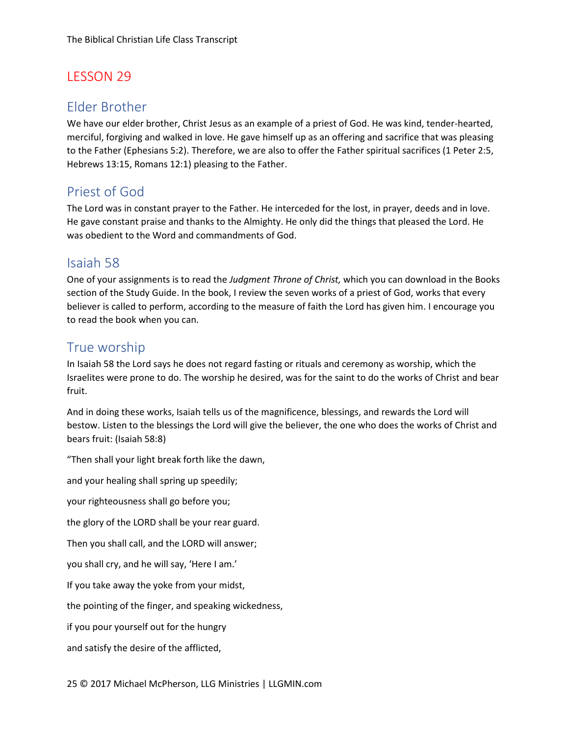# LESSON 29

## Elder Brother

We have our elder brother, Christ Jesus as an example of a priest of God. He was kind, tender-hearted, merciful, forgiving and walked in love. He gave himself up as an offering and sacrifice that was pleasing to the Father (Ephesians 5:2). Therefore, we are also to offer the Father spiritual sacrifices (1 Peter 2:5, Hebrews 13:15, Romans 12:1) pleasing to the Father.

## Priest of God

The Lord was in constant prayer to the Father. He interceded for the lost, in prayer, deeds and in love. He gave constant praise and thanks to the Almighty. He only did the things that pleased the Lord. He was obedient to the Word and commandments of God.

## Isaiah 58

One of your assignments is to read the *Judgment Throne of Christ,* which you can download in the Books section of the Study Guide. In the book, I review the seven works of a priest of God, works that every believer is called to perform, according to the measure of faith the Lord has given him. I encourage you to read the book when you can.

## True worship

In Isaiah 58 the Lord says he does not regard fasting or rituals and ceremony as worship, which the Israelites were prone to do. The worship he desired, was for the saint to do the works of Christ and bear fruit.

And in doing these works, Isaiah tells us of the magnificence, blessings, and rewards the Lord will bestow. Listen to the blessings the Lord will give the believer, the one who does the works of Christ and bears fruit: (Isaiah 58:8)

"Then shall your light break forth like the dawn,

and your healing shall spring up speedily;

your righteousness shall go before you;

the glory of the LORD shall be your rear guard.

Then you shall call, and the LORD will answer;

you shall cry, and he will say, 'Here I am.'

If you take away the yoke from your midst,

the pointing of the finger, and speaking wickedness,

if you pour yourself out for the hungry

and satisfy the desire of the afflicted,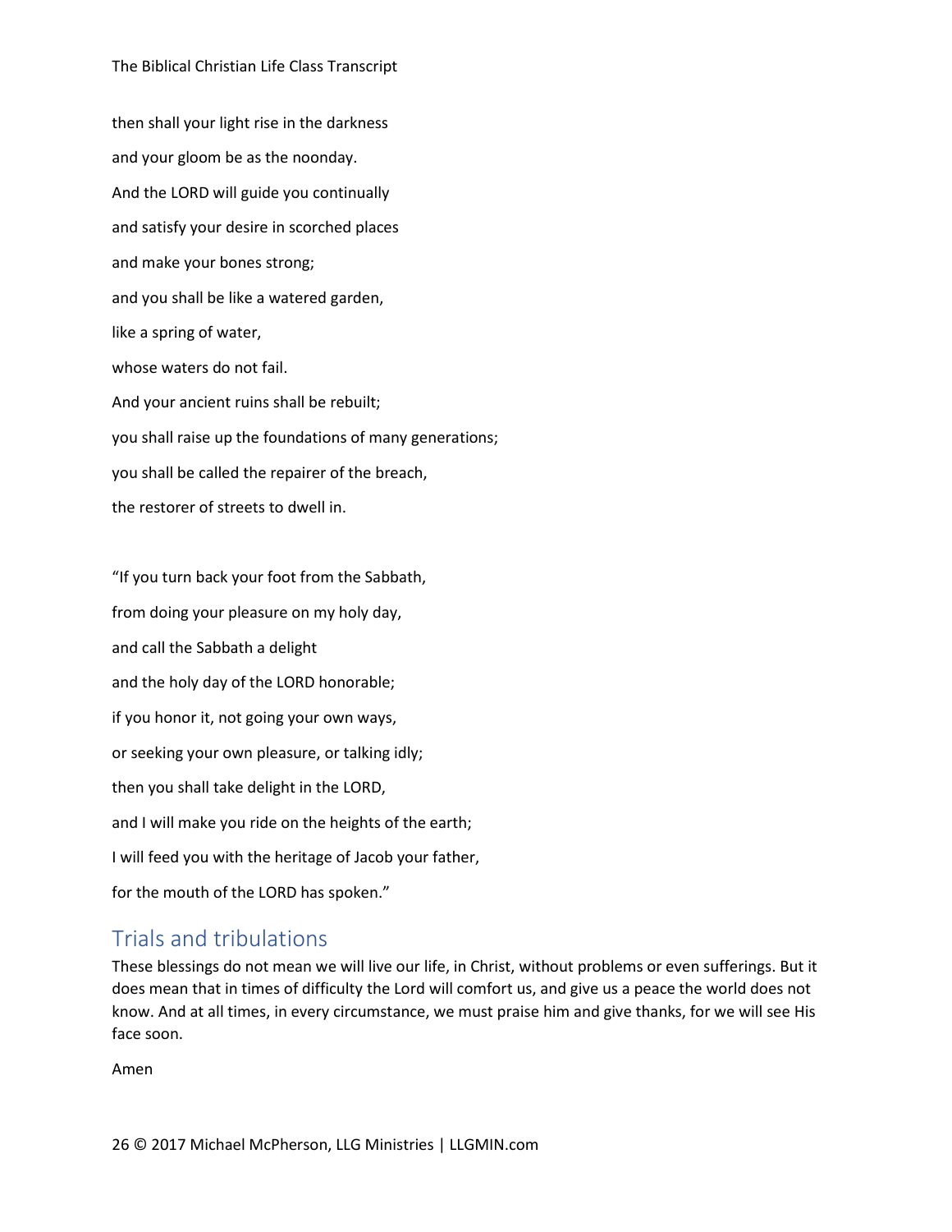then shall your light rise in the darkness

and your gloom be as the noonday.

And the LORD will guide you continually

and satisfy your desire in scorched places

and make your bones strong;

and you shall be like a watered garden,

like a spring of water,

whose waters do not fail.

And your ancient ruins shall be rebuilt;

you shall raise up the foundations of many generations;

you shall be called the repairer of the breach,

the restorer of streets to dwell in.

“If you turn back your foot from the Sabbath,

from doing your pleasure on my holy day,

and call the Sabbath a delight

and the holy day of the LORD honorable;

if you honor it, not going your own ways,

or seeking your own pleasure, or talking idly;

then you shall take delight in the LORD,

and I will make you ride on the heights of the earth;

I will feed you with the heritage of Jacob your father,

for the mouth of the LORD has spoken.”

## Trials and tribulations

These blessings do not mean we will live our life, in Christ, without problems or even sufferings. But it does mean that in times of difficulty the Lord will comfort us, and give us a peace the world does not know. And at all times, in every circumstance, we must praise him and give thanks, for we will see His face soon.

Amen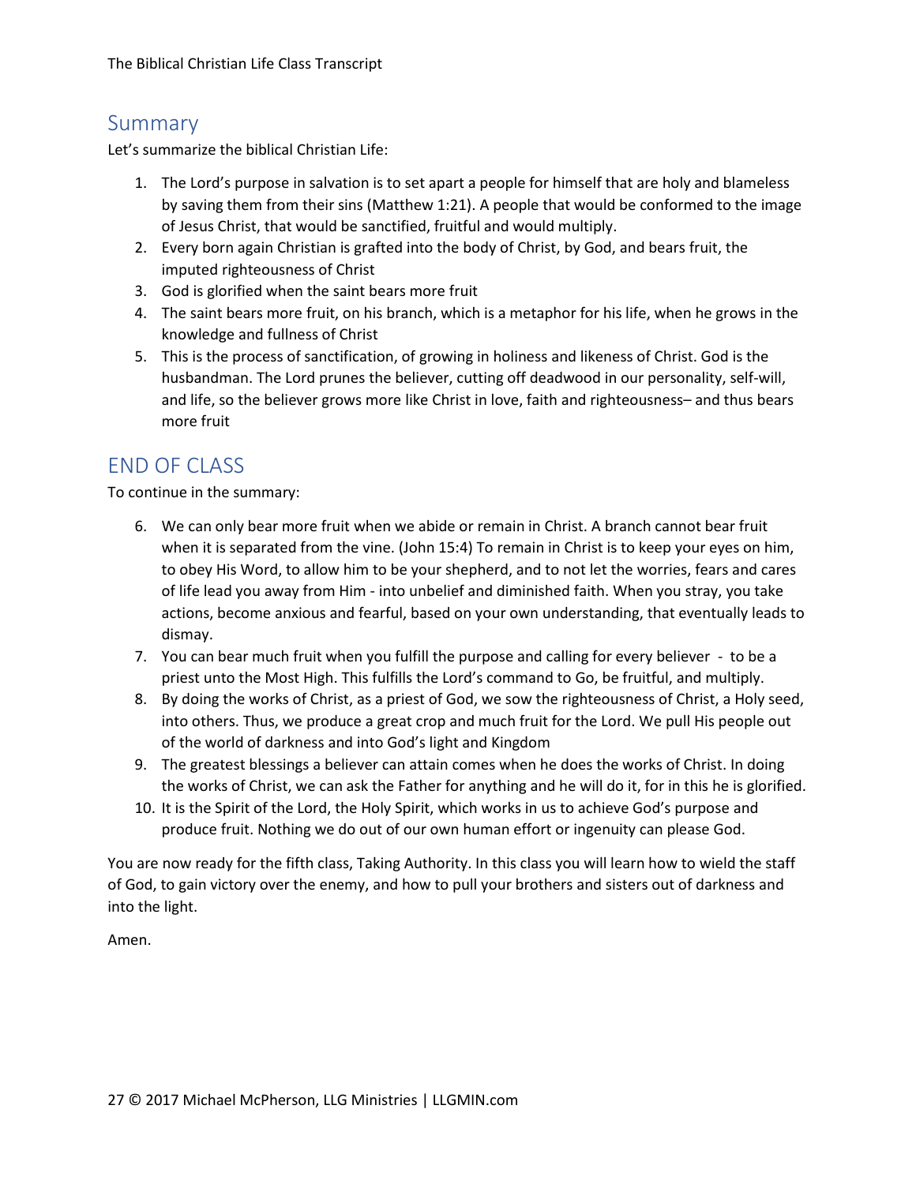## Summary

Let's summarize the biblical Christian Life:

1. The Lord's purpose in salvation is to set apart a people for himself that are holy and blameless by saving them from their sins (Matthew 1:21). A people that would be conformed to the image of Jesus Christ, that would be sanctified, fruitful and would multiply.
2. Every born again Christian is grafted into the body of Christ, by God, and bears fruit, the imputed righteousness of Christ
3. God is glorified when the saint bears more fruit
4. The saint bears more fruit, on his branch, which is a metaphor for his life, when he grows in the knowledge and fullness of Christ
5. This is the process of sanctification, of growing in holiness and likeness of Christ. God is the husbandman. The Lord prunes the believer, cutting off deadwood in our personality, self-will, and life, so the believer grows more like Christ in love, faith and righteousness– and thus bears more fruit

## END OF CLASS

To continue in the summary:

6. We can only bear more fruit when we abide or remain in Christ. A branch cannot bear fruit when it is separated from the vine. (John 15:4) To remain in Christ is to keep your eyes on him, to obey His Word, to allow him to be your shepherd, and to not let the worries, fears and cares of life lead you away from Him - into unbelief and diminished faith. When you stray, you take actions, become anxious and fearful, based on your own understanding, that eventually leads to dismay.
7. You can bear much fruit when you fulfill the purpose and calling for every believer - to be a priest unto the Most High. This fulfills the Lord's command to Go, be fruitful, and multiply.
8. By doing the works of Christ, as a priest of God, we sow the righteousness of Christ, a Holy seed, into others. Thus, we produce a great crop and much fruit for the Lord. We pull His people out of the world of darkness and into God's light and Kingdom
9. The greatest blessings a believer can attain comes when he does the works of Christ. In doing the works of Christ, we can ask the Father for anything and he will do it, for in this he is glorified.
10. It is the Spirit of the Lord, the Holy Spirit, which works in us to achieve God's purpose and produce fruit. Nothing we do out of our own human effort or ingenuity can please God.

You are now ready for the fifth class, Taking Authority. In this class you will learn how to wield the staff of God, to gain victory over the enemy, and how to pull your brothers and sisters out of darkness and into the light.

Amen.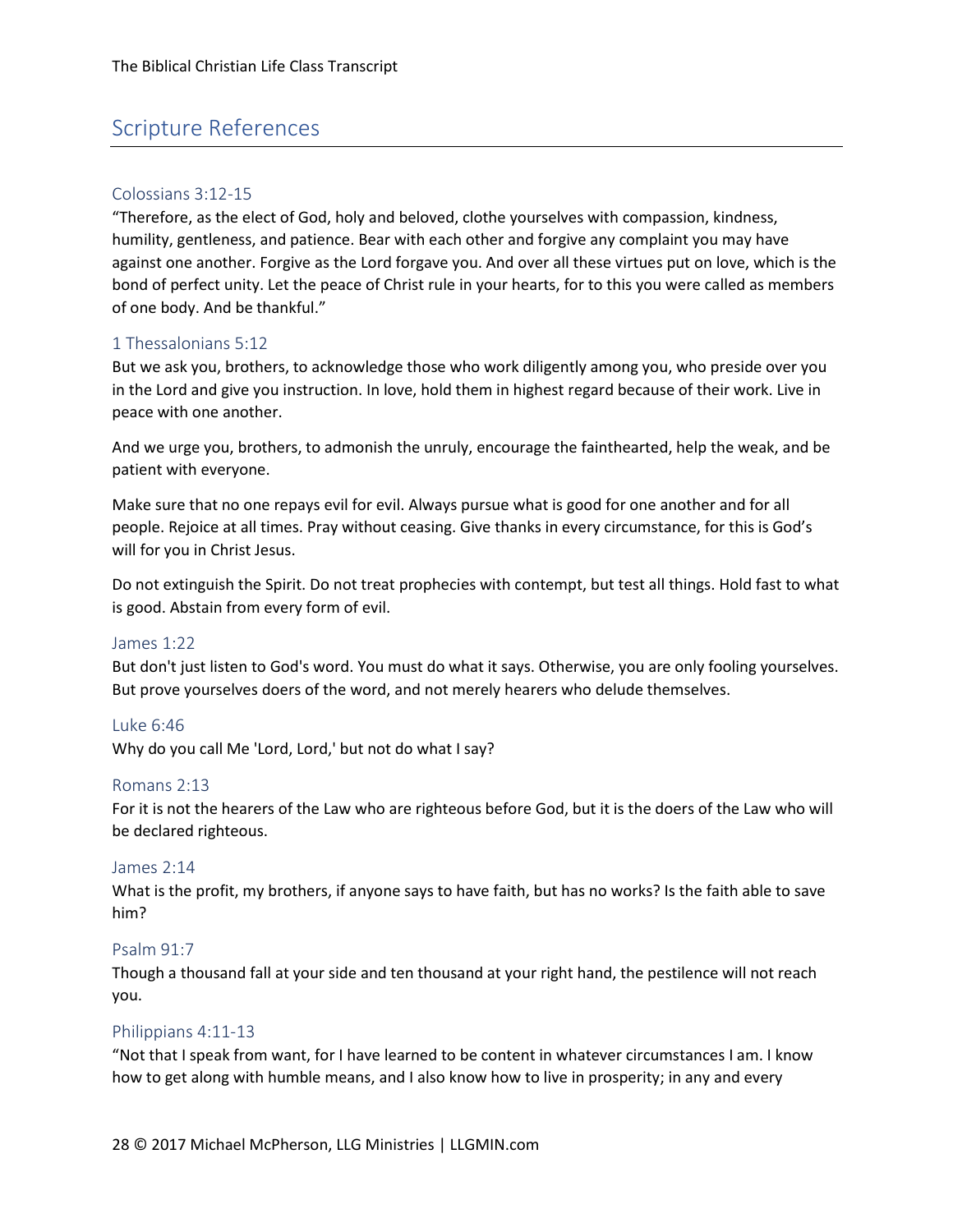## Scripture References

### Colossians 3:12-15

"Therefore, as the elect of God, holy and beloved, clothe yourselves with compassion, kindness, humility, gentleness, and patience. Bear with each other and forgive any complaint you may have against one another. Forgive as the Lord forgave you. And over all these virtues put on love, which is the bond of perfect unity. Let the peace of Christ rule in your hearts, for to this you were called as members of one body. And be thankful."

### 1 Thessalonians 5:12

But we ask you, brothers, to acknowledge those who work diligently among you, who preside over you in the Lord and give you instruction. In love, hold them in highest regard because of their work. Live in peace with one another.

And we urge you, brothers, to admonish the unruly, encourage the fainthearted, help the weak, and be patient with everyone.

Make sure that no one repays evil for evil. Always pursue what is good for one another and for all people. Rejoice at all times. Pray without ceasing. Give thanks in every circumstance, for this is God's will for you in Christ Jesus.

Do not extinguish the Spirit. Do not treat prophecies with contempt, but test all things. Hold fast to what is good. Abstain from every form of evil.

### James 1:22

But don't just listen to God's word. You must do what it says. Otherwise, you are only fooling yourselves. But prove yourselves doers of the word, and not merely hearers who delude themselves.

### Luke 6:46

Why do you call Me 'Lord, Lord,' but not do what I say?

### Romans 2:13

For it is not the hearers of the Law who are righteous before God, but it is the doers of the Law who will be declared righteous.

### James 2:14

What is the profit, my brothers, if anyone says to have faith, but has no works? Is the faith able to save him?

### Psalm 91:7

Though a thousand fall at your side and ten thousand at your right hand, the pestilence will not reach you.

### Philippians 4:11-13

"Not that I speak from want, for I have learned to be content in whatever circumstances I am. I know how to get along with humble means, and I also know how to live in prosperity; in any and every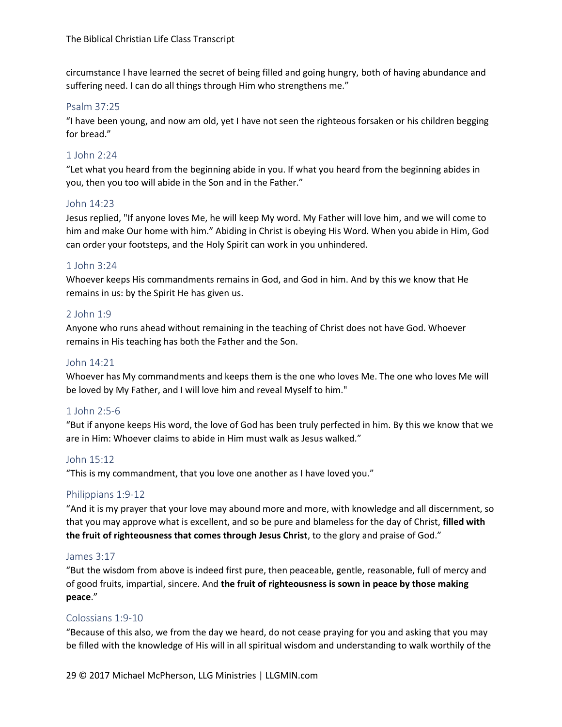circumstance I have learned the secret of being filled and going hungry, both of having abundance and suffering need. I can do all things through Him who strengthens me."

### Psalm 37:25

"I have been young, and now am old, yet I have not seen the righteous forsaken or his children begging for bread."

### 1 John 2:24

"Let what you heard from the beginning abide in you. If what you heard from the beginning abides in you, then you too will abide in the Son and in the Father."

### John 14:23

Jesus replied, "If anyone loves Me, he will keep My word. My Father will love him, and we will come to him and make Our home with him." Abiding in Christ is obeying His Word. When you abide in Him, God can order your footsteps, and the Holy Spirit can work in you unhindered.

### 1 John 3:24

Whoever keeps His commandments remains in God, and God in him. And by this we know that He remains in us: by the Spirit He has given us.

### 2 John 1:9

Anyone who runs ahead without remaining in the teaching of Christ does not have God. Whoever remains in His teaching has both the Father and the Son.

### John 14:21

Whoever has My commandments and keeps them is the one who loves Me. The one who loves Me will be loved by My Father, and I will love him and reveal Myself to him."

### 1 John 2:5-6

"But if anyone keeps His word, the love of God has been truly perfected in him. By this we know that we are in Him: Whoever claims to abide in Him must walk as Jesus walked."

### John 15:12

"This is my commandment, that you love one another as I have loved you."

### Philippians 1:9-12

"And it is my prayer that your love may abound more and more, with knowledge and all discernment, so that you may approve what is excellent, and so be pure and blameless for the day of Christ, **filled with the fruit of righteousness that comes through Jesus Christ**, to the glory and praise of God."

### James 3:17

"But the wisdom from above is indeed first pure, then peaceable, gentle, reasonable, full of mercy and of good fruits, impartial, sincere. And **the fruit of righteousness is sown in peace by those making peace**."

### Colossians 1:9-10

"Because of this also, we from the day we heard, do not cease praying for you and asking that you may be filled with the knowledge of His will in all spiritual wisdom and understanding to walk worthily of the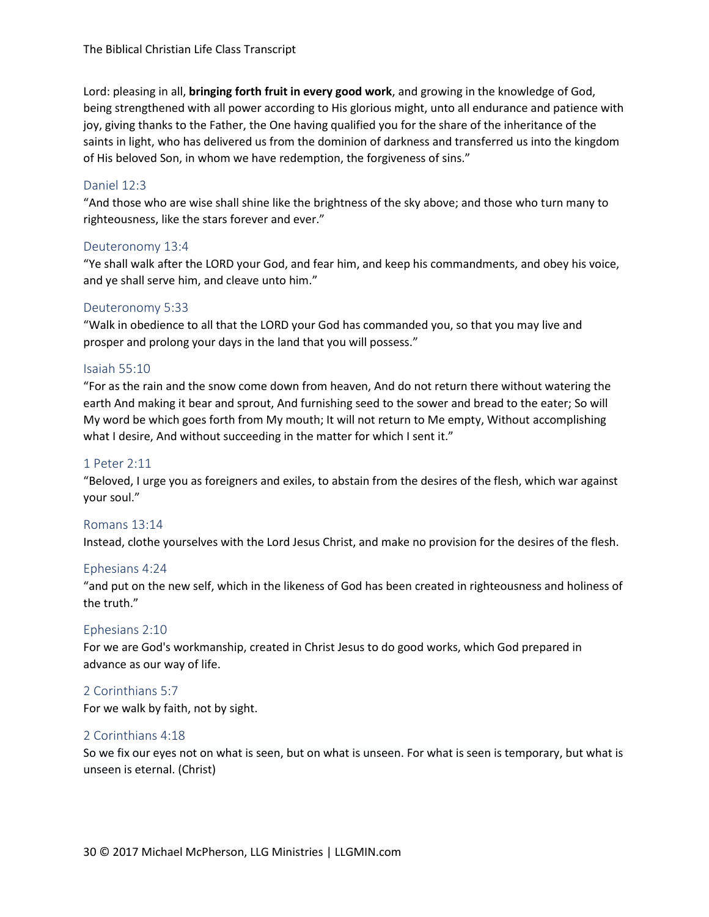Lord: pleasing in all, **bringing forth fruit in every good work**, and growing in the knowledge of God, being strengthened with all power according to His glorious might, unto all endurance and patience with joy, giving thanks to the Father, the One having qualified you for the share of the inheritance of the saints in light, who has delivered us from the dominion of darkness and transferred us into the kingdom of His beloved Son, in whom we have redemption, the forgiveness of sins."

### Daniel 12:3

"And those who are wise shall shine like the brightness of the sky above; and those who turn many to righteousness, like the stars forever and ever."

### Deuteronomy 13:4

"Ye shall walk after the LORD your God, and fear him, and keep his commandments, and obey his voice, and ye shall serve him, and cleave unto him."

### Deuteronomy 5:33

"Walk in obedience to all that the LORD your God has commanded you, so that you may live and prosper and prolong your days in the land that you will possess."

### Isaiah 55:10

"For as the rain and the snow come down from heaven, And do not return there without watering the earth And making it bear and sprout, And furnishing seed to the sower and bread to the eater; So will My word be which goes forth from My mouth; It will not return to Me empty, Without accomplishing what I desire, And without succeeding in the matter for which I sent it."

### 1 Peter 2:11

"Beloved, I urge you as foreigners and exiles, to abstain from the desires of the flesh, which war against your soul."

### Romans 13:14

Instead, clothe yourselves with the Lord Jesus Christ, and make no provision for the desires of the flesh.

### Ephesians 4:24

"and put on the new self, which in the likeness of God has been created in righteousness and holiness of the truth."

### Ephesians 2:10

For we are God's workmanship, created in Christ Jesus to do good works, which God prepared in advance as our way of life.

### 2 Corinthians 5:7

For we walk by faith, not by sight.

### 2 Corinthians 4:18

So we fix our eyes not on what is seen, but on what is unseen. For what is seen is temporary, but what is unseen is eternal. (Christ)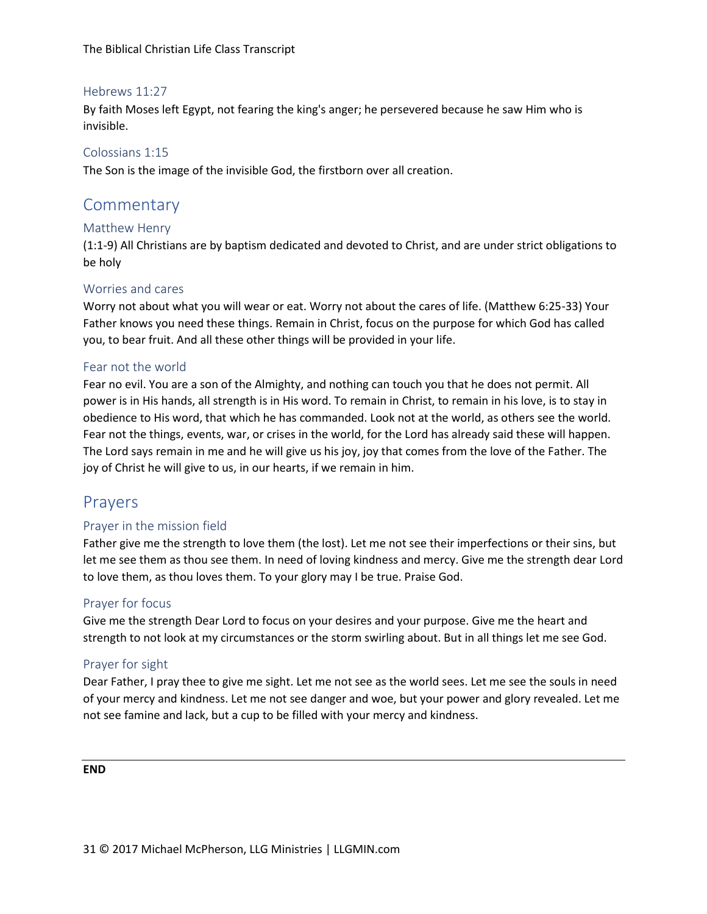### Hebrews 11:27

By faith Moses left Egypt, not fearing the king's anger; he persevered because he saw Him who is invisible.

### Colossians 1:15

The Son is the image of the invisible God, the firstborn over all creation.

## Commentary

### Matthew Henry

(1:1-9) All Christians are by baptism dedicated and devoted to Christ, and are under strict obligations to be holy

### Worries and cares

Worry not about what you will wear or eat. Worry not about the cares of life. (Matthew 6:25-33) Your Father knows you need these things. Remain in Christ, focus on the purpose for which God has called you, to bear fruit. And all these other things will be provided in your life.

### Fear not the world

Fear no evil. You are a son of the Almighty, and nothing can touch you that he does not permit. All power is in His hands, all strength is in His word. To remain in Christ, to remain in his love, is to stay in obedience to His word, that which he has commanded. Look not at the world, as others see the world. Fear not the things, events, war, or crises in the world, for the Lord has already said these will happen. The Lord says remain in me and he will give us his joy, joy that comes from the love of the Father. The joy of Christ he will give to us, in our hearts, if we remain in him.

## Prayers

### Prayer in the mission field

Father give me the strength to love them (the lost). Let me not see their imperfections or their sins, but let me see them as thou see them. In need of loving kindness and mercy. Give me the strength dear Lord to love them, as thou loves them. To your glory may I be true. Praise God.

### Prayer for focus

Give me the strength Dear Lord to focus on your desires and your purpose. Give me the heart and strength to not look at my circumstances or the storm swirling about. But in all things let me see God.

### Prayer for sight

Dear Father, I pray thee to give me sight. Let me not see as the world sees. Let me see the souls in need of your mercy and kindness. Let me not see danger and woe, but your power and glory revealed. Let me not see famine and lack, but a cup to be filled with your mercy and kindness.

---

**END**